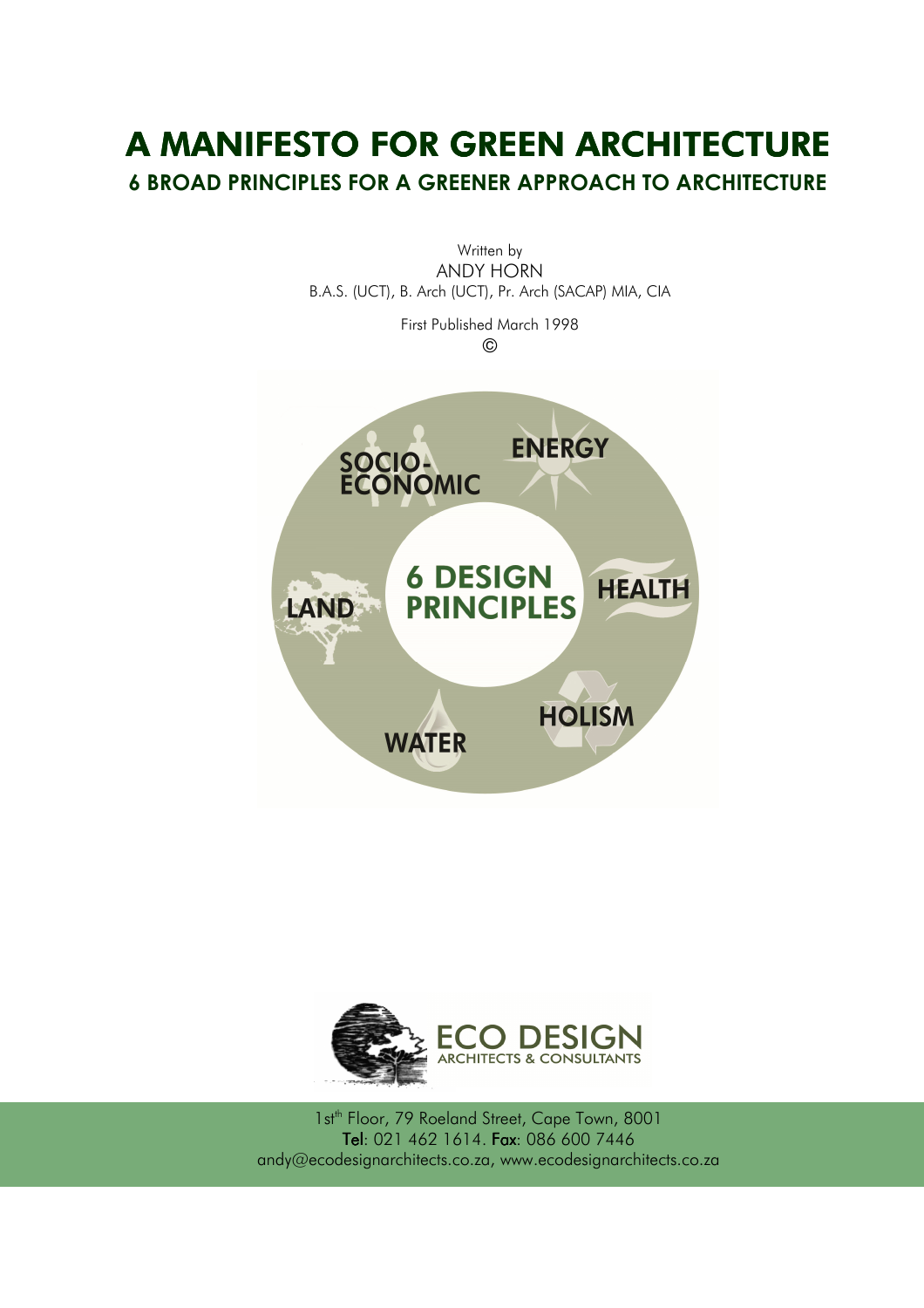# A MANIFESTO FOR GREEN ARCHITECTURE

## 6 BROAD PRINCIPLES FOR A GREENER APPROACH TO ARCHITECTURE

Written by
ANDY HORN
B.A.S. (UCT), B. Arch (UCT), Pr. Arch (SACAP) MIA, CIA

First Published March 1998
©

6 DESIGN PRINCIPLES

SOCIO-ECONOMIC

ENERGY

HEALTH

HOLISM

WATER

LAND

ECO DESIGN
ARCHITECTS & CONSULTANTS

1st[th] Floor, 79 Roeland Street, Cape Town, 8001
**Tel**: 021 462 1614. **Fax**: 086 600 7446
andy@ecodesignarchitects.co.za, www.ecodesignarchitects.co.za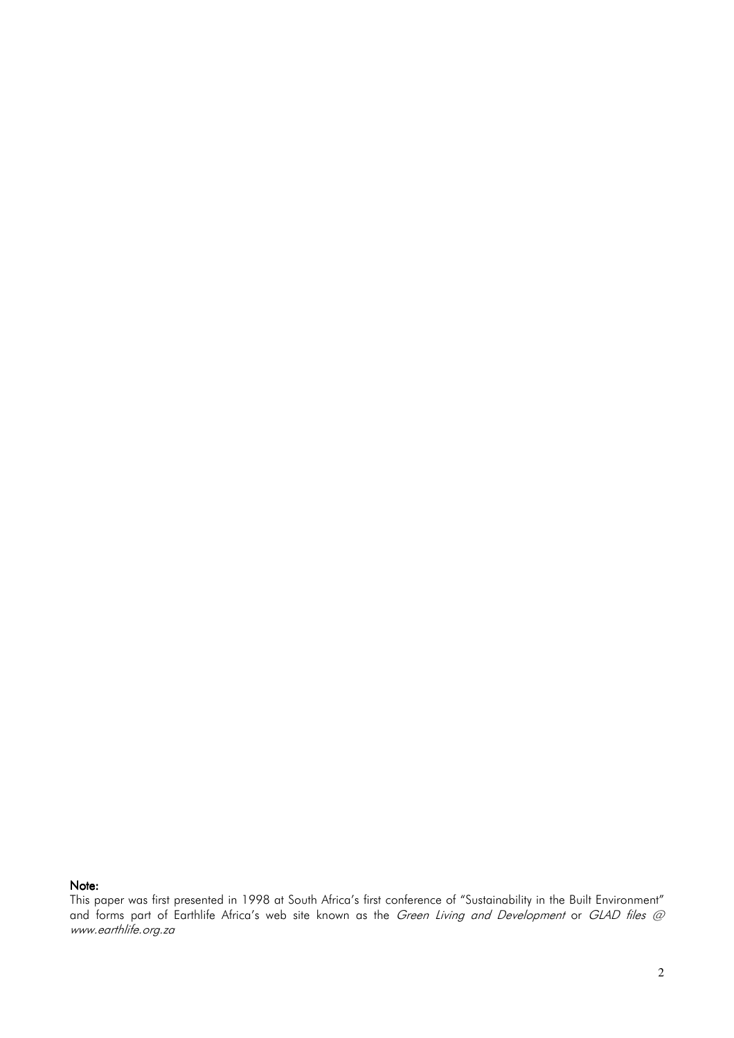**Note:**

This paper was first presented in 1998 at South Africa's first conference of "Sustainability in the Built Environment" and forms part of Earthlife Africa's web site known as the *Green Living and Development* or *GLAD files @ www.earthlife.org.za*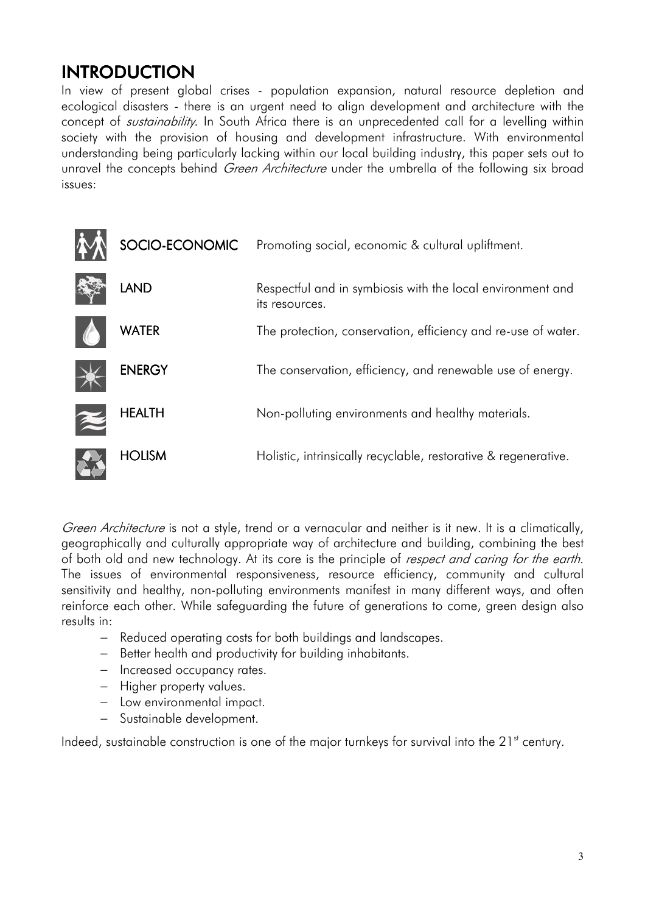# INTRODUCTION

In view of present global crises - population expansion, natural resource depletion and ecological disasters - there is an urgent need to align development and architecture with the concept of *sustainability*. In South Africa there is an unprecedented call for a levelling within society with the provision of housing and development infrastructure. With environmental understanding being particularly lacking within our local building industry, this paper sets out to unravel the concepts behind *Green Architecture* under the umbrella of the following six broad issues:

| | |
|---|---|
| **SOCIO-ECONOMIC** | Promoting social, economic & cultural upliftment. |
| **LAND** | Respectful and in symbiosis with the local environment and its resources. |
| **WATER** | The protection, conservation, efficiency and re-use of water. |
| **ENERGY** | The conservation, efficiency, and renewable use of energy. |
| **HEALTH** | Non-polluting environments and healthy materials. |
| **HOLISM** | Holistic, intrinsically recyclable, restorative & regenerative. |

*Green Architecture* is not a style, trend or a vernacular and neither is it new. It is a climatically, geographically and culturally appropriate way of architecture and building, combining the best of both old and new technology. At its core is the principle of *respect and caring for the earth*. The issues of environmental responsiveness, resource efficiency, community and cultural sensitivity and healthy, non-polluting environments manifest in many different ways, and often reinforce each other. While safeguarding the future of generations to come, green design also results in:

- Reduced operating costs for both buildings and landscapes.
- Better health and productivity for building inhabitants.
- Increased occupancy rates.
- Higher property values.
- Low environmental impact.
- Sustainable development.

Indeed, sustainable construction is one of the major turnkeys for survival into the 21st century.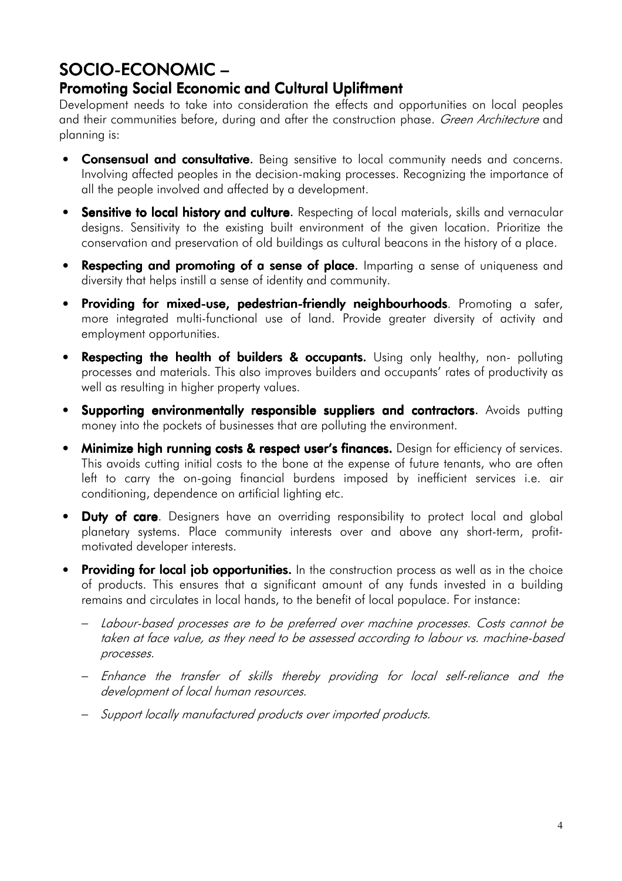# SOCIO-ECONOMIC –

## Promoting Social Economic and Cultural Upliftment

Development needs to take into consideration the effects and opportunities on local peoples and their communities before, during and after the construction phase. *Green Architecture* and planning is:

- **Consensual and consultative**. Being sensitive to local community needs and concerns. Involving affected peoples in the decision-making processes. Recognizing the importance of all the people involved and affected by a development.
- **Sensitive to local history and culture**. Respecting of local materials, skills and vernacular designs. Sensitivity to the existing built environment of the given location. Prioritize the conservation and preservation of old buildings as cultural beacons in the history of a place.
- **Respecting and promoting of a sense of place**. Imparting a sense of uniqueness and diversity that helps instill a sense of identity and community.
- **Providing for mixed-use, pedestrian-friendly neighbourhoods**. Promoting a safer, more integrated multi-functional use of land. Provide greater diversity of activity and employment opportunities.
- **Respecting the health of builders & occupants.** Using only healthy, non- polluting processes and materials. This also improves builders and occupants' rates of productivity as well as resulting in higher property values.
- **Supporting environmentally responsible suppliers and contractors**. Avoids putting money into the pockets of businesses that are polluting the environment.
- **Minimize high running costs & respect user's finances.** Design for efficiency of services. This avoids cutting initial costs to the bone at the expense of future tenants, who are often left to carry the on-going financial burdens imposed by inefficient services i.e. air conditioning, dependence on artificial lighting etc.
- **Duty of care**. Designers have an overriding responsibility to protect local and global planetary systems. Place community interests over and above any short-term, profit-motivated developer interests.
- **Providing for local job opportunities.** In the construction process as well as in the choice of products. This ensures that a significant amount of any funds invested in a building remains and circulates in local hands, to the benefit of local populace. For instance:
  - *Labour-based processes are to be preferred over machine processes. Costs cannot be taken at face value, as they need to be assessed according to labour vs. machine-based processes.*
  - *Enhance the transfer of skills thereby providing for local self-reliance and the development of local human resources.*
  - *Support locally manufactured products over imported products.*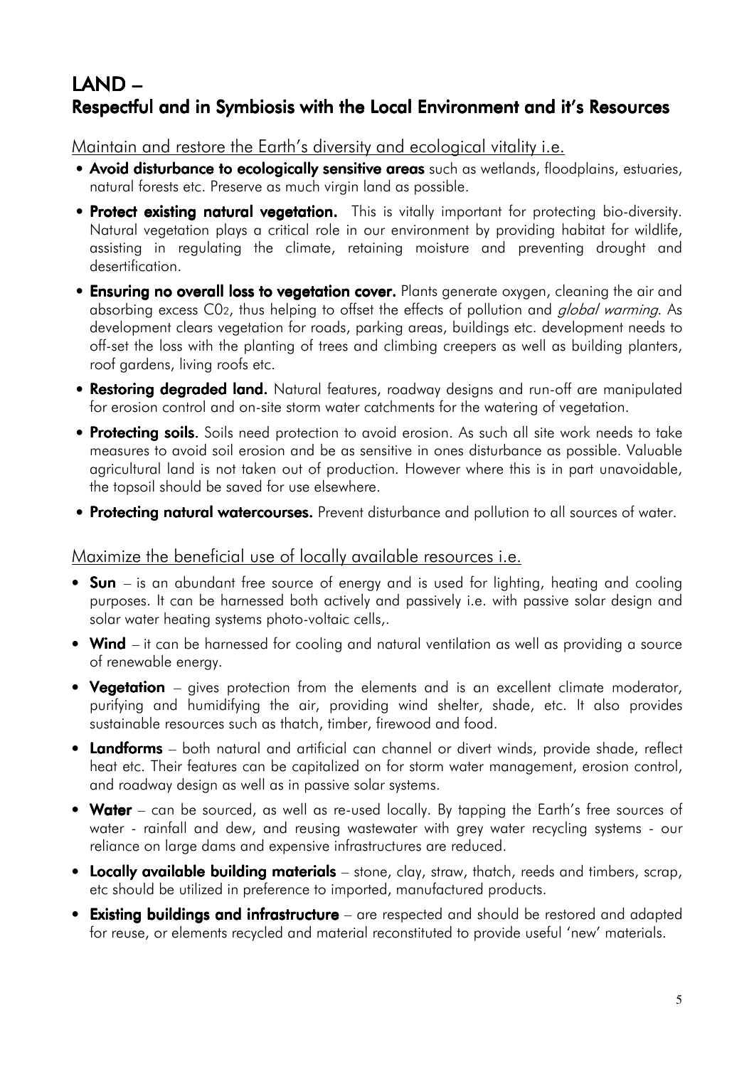# LAND – Respectful and in Symbiosis with the Local Environment and it's Resources

Maintain and restore the Earth's diversity and ecological vitality i.e.

- **Avoid disturbance to ecologically sensitive areas** such as wetlands, floodplains, estuaries, natural forests etc. Preserve as much virgin land as possible.
- **Protect existing natural vegetation.** This is vitally important for protecting bio-diversity. Natural vegetation plays a critical role in our environment by providing habitat for wildlife, assisting in regulating the climate, retaining moisture and preventing drought and desertification.
- **Ensuring no overall loss to vegetation cover.** Plants generate oxygen, cleaning the air and absorbing excess $C0_2$, thus helping to offset the effects of pollution and *global warming*. As development clears vegetation for roads, parking areas, buildings etc. development needs to off-set the loss with the planting of trees and climbing creepers as well as building planters, roof gardens, living roofs etc.
- **Restoring degraded land.** Natural features, roadway designs and run-off are manipulated for erosion control and on-site storm water catchments for the watering of vegetation.
- **Protecting soils**. Soils need protection to avoid erosion. As such all site work needs to take measures to avoid soil erosion and be as sensitive in ones disturbance as possible. Valuable agricultural land is not taken out of production. However where this is in part unavoidable, the topsoil should be saved for use elsewhere.
- **Protecting natural watercourses.** Prevent disturbance and pollution to all sources of water.

Maximize the beneficial use of locally available resources i.e.

- **Sun** – is an abundant free source of energy and is used for lighting, heating and cooling purposes. It can be harnessed both actively and passively i.e. with passive solar design and solar water heating systems photo-voltaic cells,.
- **Wind** – it can be harnessed for cooling and natural ventilation as well as providing a source of renewable energy.
- **Vegetation** – gives protection from the elements and is an excellent climate moderator, purifying and humidifying the air, providing wind shelter, shade, etc. It also provides sustainable resources such as thatch, timber, firewood and food.
- **Landforms** – both natural and artificial can channel or divert winds, provide shade, reflect heat etc. Their features can be capitalized on for storm water management, erosion control, and roadway design as well as in passive solar systems.
- **Water** – can be sourced, as well as re-used locally. By tapping the Earth's free sources of water - rainfall and dew, and reusing wastewater with grey water recycling systems - our reliance on large dams and expensive infrastructures are reduced.
- **Locally available building materials** – stone, clay, straw, thatch, reeds and timbers, scrap, etc should be utilized in preference to imported, manufactured products.
- **Existing buildings and infrastructure** – are respected and should be restored and adapted for reuse, or elements recycled and material reconstituted to provide useful 'new' materials.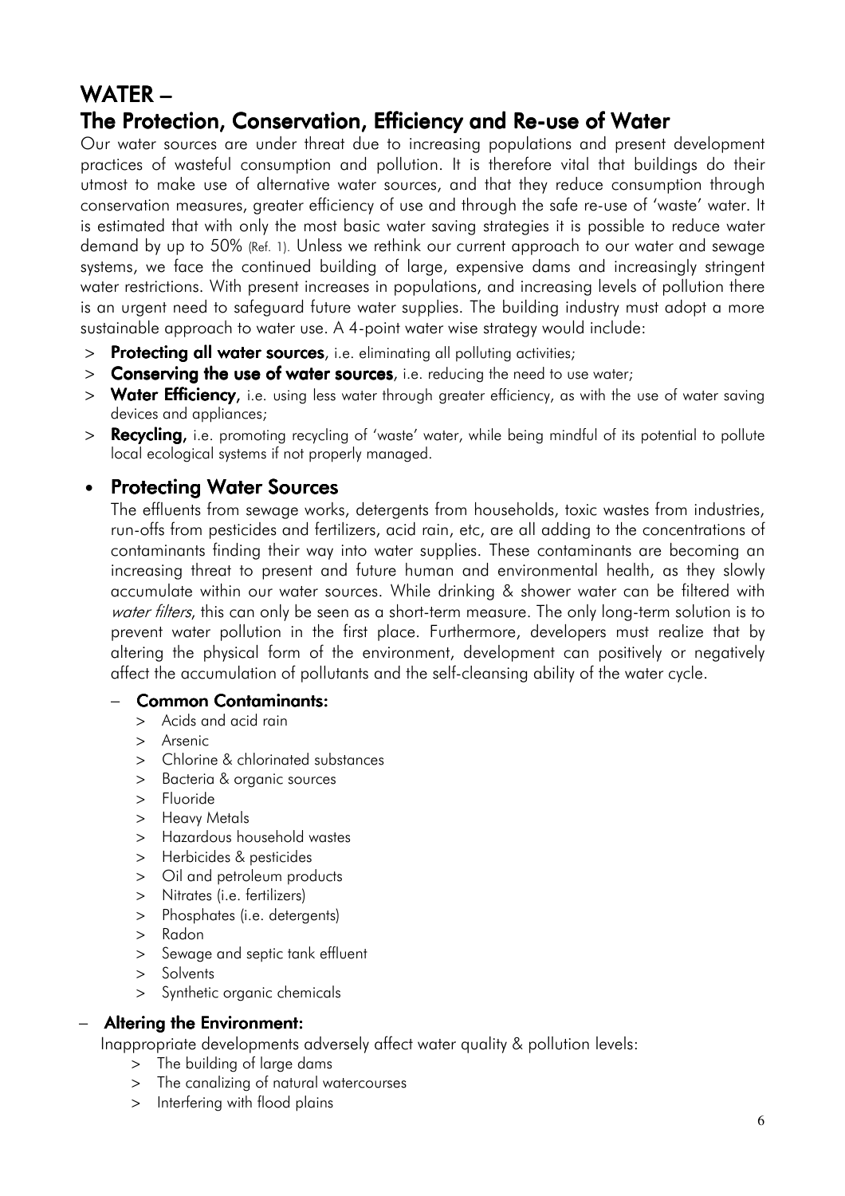# WATER –
## The Protection, Conservation, Efficiency and Re-use of Water

Our water sources are under threat due to increasing populations and present development practices of wasteful consumption and pollution. It is therefore vital that buildings do their utmost to make use of alternative water sources, and that they reduce consumption through conservation measures, greater efficiency of use and through the safe re-use of 'waste' water. It is estimated that with only the most basic water saving strategies it is possible to reduce water demand by up to 50% (Ref. 1). Unless we rethink our current approach to our water and sewage systems, we face the continued building of large, expensive dams and increasingly stringent water restrictions. With present increases in populations, and increasing levels of pollution there is an urgent need to safeguard future water supplies. The building industry must adopt a more sustainable approach to water use. A 4-point water wise strategy would include:

> **Protecting all water sources**, i.e. eliminating all polluting activities;
> **Conserving the use of water sources**, i.e. reducing the need to use water;
> **Water Efficiency,** i.e. using less water through greater efficiency, as with the use of water saving devices and appliances;
> **Recycling,** i.e. promoting recycling of 'waste' water, while being mindful of its potential to pollute local ecological systems if not properly managed.

### • Protecting Water Sources

The effluents from sewage works, detergents from households, toxic wastes from industries, run-offs from pesticides and fertilizers, acid rain, etc, are all adding to the concentrations of contaminants finding their way into water supplies. These contaminants are becoming an increasing threat to present and future human and environmental health, as they slowly accumulate within our water sources. While drinking & shower water can be filtered with *water filters*, this can only be seen as a short-term measure. The only long-term solution is to prevent water pollution in the first place. Furthermore, developers must realize that by altering the physical form of the environment, development can positively or negatively affect the accumulation of pollutants and the self-cleansing ability of the water cycle.

#### – Common Contaminants:

> Acids and acid rain
> Arsenic
> Chlorine & chlorinated substances
> Bacteria & organic sources
> Fluoride
> Heavy Metals
> Hazardous household wastes
> Herbicides & pesticides
> Oil and petroleum products
> Nitrates (i.e. fertilizers)
> Phosphates (i.e. detergents)
> Radon
> Sewage and septic tank effluent
> Solvents
> Synthetic organic chemicals

#### – Altering the Environment:

Inappropriate developments adversely affect water quality & pollution levels:

> The building of large dams
> The canalizing of natural watercourses
> Interfering with flood plains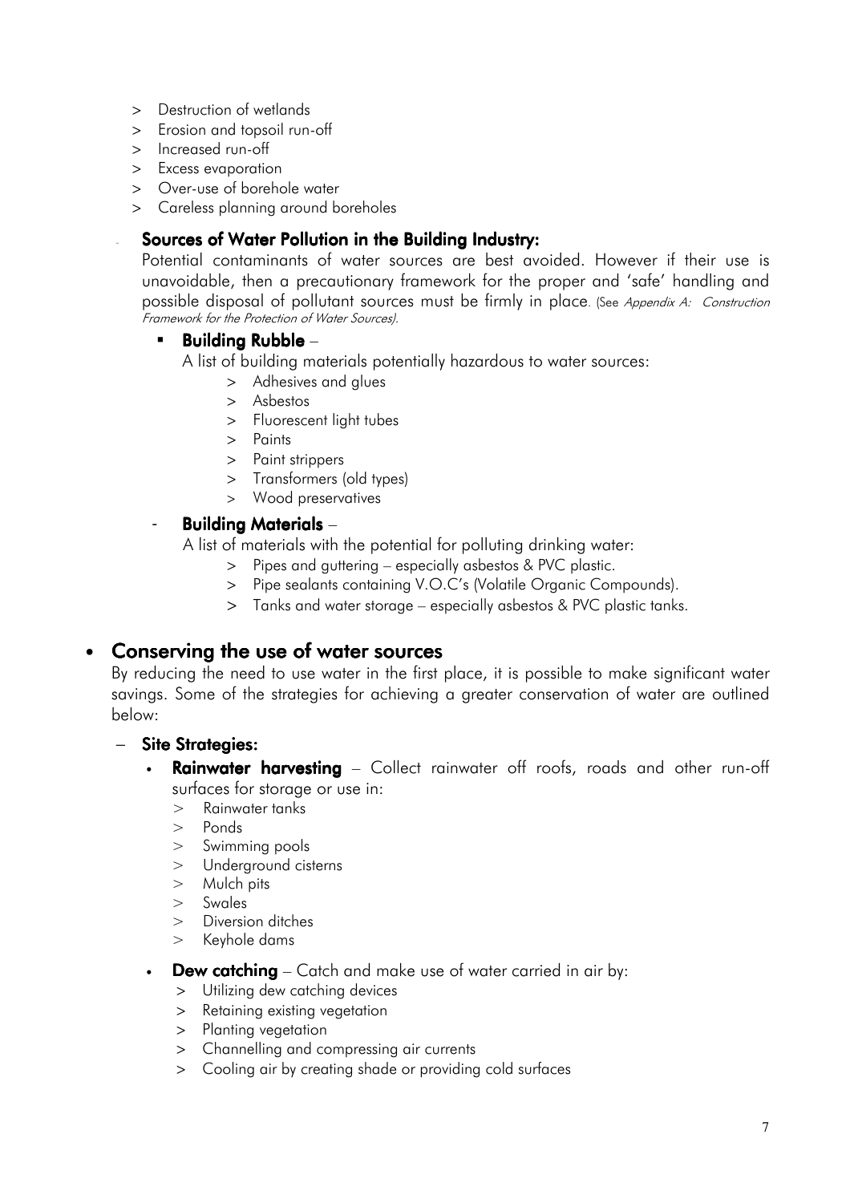- > Destruction of wetlands
- > Erosion and topsoil run-off
- > Increased run-off
- > Excess evaporation
- > Over-use of borehole water
- > Careless planning around boreholes

- **Sources of Water Pollution in the Building Industry:**

  Potential contaminants of water sources are best avoided. However if their use is unavoidable, then a precautionary framework for the proper and 'safe' handling and possible disposal of pollutant sources must be firmly in place. (See *Appendix A: Construction Framework for the Protection of Water Sources)*.

  - **Building Rubble** –

    A list of building materials potentially hazardous to water sources:
    - > Adhesives and glues
    - > Asbestos
    - > Fluorescent light tubes
    - > Paints
    - > Paint strippers
    - > Transformers (old types)
    - > Wood preservatives

  - **Building Materials** –

    A list of materials with the potential for polluting drinking water:
    - > Pipes and guttering – especially asbestos & PVC plastic.
    - > Pipe sealants containing V.O.C's (Volatile Organic Compounds).
    - > Tanks and water storage – especially asbestos & PVC plastic tanks.

## Conserving the use of water sources

By reducing the need to use water in the first place, it is possible to make significant water savings. Some of the strategies for achieving a greater conservation of water are outlined below:

- **Site Strategies:**
  - **Rainwater harvesting** – Collect rainwater off roofs, roads and other run-off surfaces for storage or use in:
    - > Rainwater tanks
    - > Ponds
    - > Swimming pools
    - > Underground cisterns
    - > Mulch pits
    - > Swales
    - > Diversion ditches
    - > Keyhole dams
  - **Dew catching** – Catch and make use of water carried in air by:
    - > Utilizing dew catching devices
    - > Retaining existing vegetation
    - > Planting vegetation
    - > Channelling and compressing air currents
    - > Cooling air by creating shade or providing cold surfaces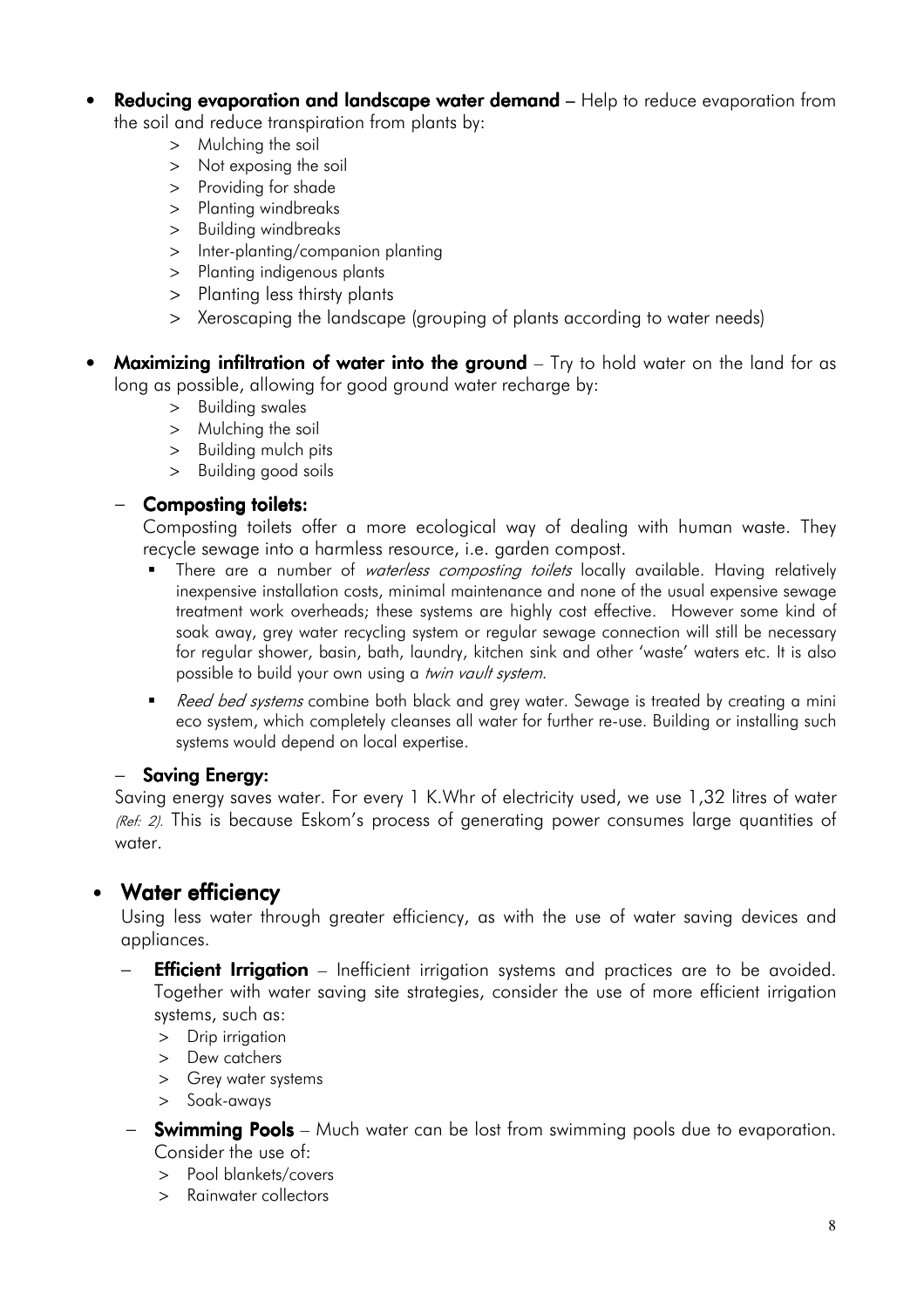- **Reducing evaporation and landscape water demand** – Help to reduce evaporation from the soil and reduce transpiration from plants by:
  - > Mulching the soil
  - > Not exposing the soil
  - > Providing for shade
  - > Planting windbreaks
  - > Building windbreaks
  - > Inter-planting/companion planting
  - > Planting indigenous plants
  - > Planting less thirsty plants
  - > Xeroscaping the landscape (grouping of plants according to water needs)

- **Maximizing infiltration of water into the ground** – Try to hold water on the land for as long as possible, allowing for good ground water recharge by:
  - > Building swales
  - > Mulching the soil
  - > Building mulch pits
  - > Building good soils

  – **Composting toilets:**

  Composting toilets offer a more ecological way of dealing with human waste. They recycle sewage into a harmless resource, i.e. garden compost.

  - There are a number of *waterless composting toilets* locally available. Having relatively inexpensive installation costs, minimal maintenance and none of the usual expensive sewage treatment work overheads; these systems are highly cost effective. However some kind of soak away, grey water recycling system or regular sewage connection will still be necessary for regular shower, basin, bath, laundry, kitchen sink and other 'waste' waters etc. It is also possible to build your own using a *twin vault system.*
  - *Reed bed systems* combine both black and grey water. Sewage is treated by creating a mini eco system, which completely cleanses all water for further re-use. Building or installing such systems would depend on local expertise.

  – **Saving Energy:**

  Saving energy saves water. For every 1 K.Whr of electricity used, we use 1,32 litres of water *(Ref: 2)*. This is because Eskom's process of generating power consumes large quantities of water.

- ## Water efficiency

  Using less water through greater efficiency, as with the use of water saving devices and appliances.

  – **Efficient Irrigation** – Inefficient irrigation systems and practices are to be avoided. Together with water saving site strategies, consider the use of more efficient irrigation systems, such as:
  - > Drip irrigation
  - > Dew catchers
  - > Grey water systems
  - > Soak-aways

  – **Swimming Pools** – Much water can be lost from swimming pools due to evaporation. Consider the use of:
  - > Pool blankets/covers
  - > Rainwater collectors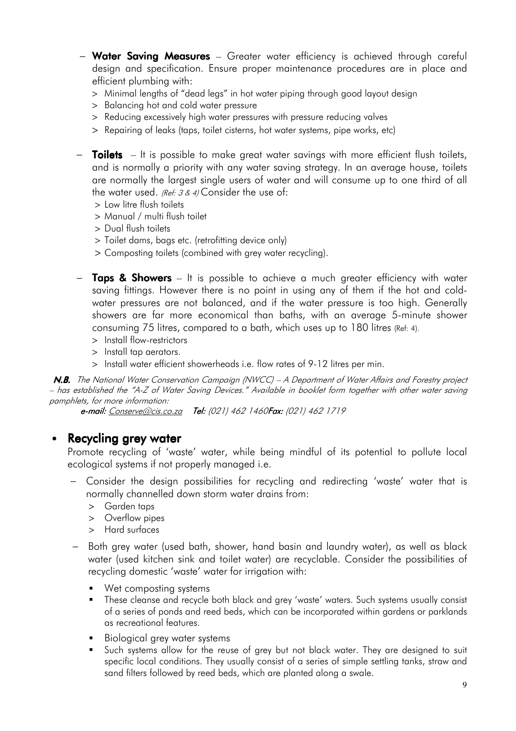- **Water Saving Measures** – Greater water efficiency is achieved through careful design and specification. Ensure proper maintenance procedures are in place and efficient plumbing with:
  - > Minimal lengths of "dead legs" in hot water piping through good layout design
  - > Balancing hot and cold water pressure
  - > Reducing excessively high water pressures with pressure reducing valves
  - > Repairing of leaks (taps, toilet cisterns, hot water systems, pipe works, etc)

- **Toilets** – It is possible to make great water savings with more efficient flush toilets, and is normally a priority with any water saving strategy. In an average house, toilets are normally the largest single users of water and will consume up to one third of all the water used. *(Ref: 3 & 4)* Consider the use of:
  - > Low litre flush toilets
  - > Manual / multi flush toilet
  - > Dual flush toilets
  - > Toilet dams, bags etc. (retrofitting device only)
  - > Composting toilets (combined with grey water recycling).

- **Taps & Showers** – It is possible to achieve a much greater efficiency with water saving fittings. However there is no point in using any of them if the hot and cold-water pressures are not balanced, and if the water pressure is too high. Generally showers are far more economical than baths, with an average 5-minute shower consuming 75 litres, compared to a bath, which uses up to 180 litres (Ref: 4).
  - > Install flow-restrictors
  - > Install tap aerators.
  - > Install water efficient showerheads i.e. flow rates of 9-12 litres per min.

***N.B.*** *The National Water Conservation Campaign (NWCC) – A Department of Water Affairs and Forestry project – has established the "A-Z of Water Saving Devices." Available in booklet form together with other water saving pamphlets, for more information:*

***e-mail:*** *Conserve@cis.co.za* ***Tel:*** *(021) 462 1460* ***Fax:*** *(021) 462 1719*

## • Recycling grey water

Promote recycling of 'waste' water, while being mindful of its potential to pollute local ecological systems if not properly managed i.e.

- Consider the design possibilities for recycling and redirecting 'waste' water that is normally channelled down storm water drains from:
  - > Garden taps
  - > Overflow pipes
  - > Hard surfaces

- Both grey water (used bath, shower, hand basin and laundry water), as well as black water (used kitchen sink and toilet water) are recyclable. Consider the possibilities of recycling domestic 'waste' water for irrigation with:
  - Wet composting systems
  - These cleanse and recycle both black and grey 'waste' waters. Such systems usually consist of a series of ponds and reed beds, which can be incorporated within gardens or parklands as recreational features.
  - Biological grey water systems
  - Such systems allow for the reuse of grey but not black water. They are designed to suit specific local conditions. They usually consist of a series of simple settling tanks, straw and sand filters followed by reed beds, which are planted along a swale.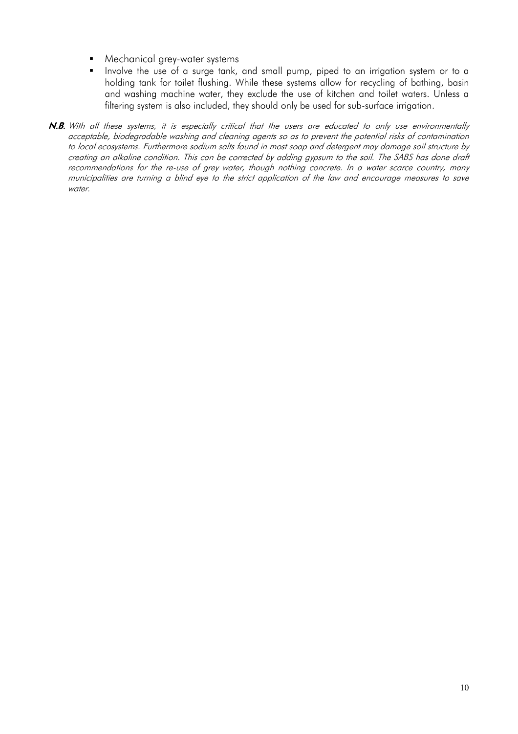- Mechanical grey-water systems
- Involve the use of a surge tank, and small pump, piped to an irrigation system or to a holding tank for toilet flushing. While these systems allow for recycling of bathing, basin and washing machine water, they exclude the use of kitchen and toilet waters. Unless a filtering system is also included, they should only be used for sub-surface irrigation.

***N.B.*** *With all these systems, it is especially critical that the users are educated to only use environmentally acceptable, biodegradable washing and cleaning agents so as to prevent the potential risks of contamination to local ecosystems. Furthermore sodium salts found in most soap and detergent may damage soil structure by creating an alkaline condition. This can be corrected by adding gypsum to the soil. The SABS has done draft recommendations for the re-use of grey water, though nothing concrete. In a water scarce country, many municipalities are turning a blind eye to the strict application of the law and encourage measures to save water.*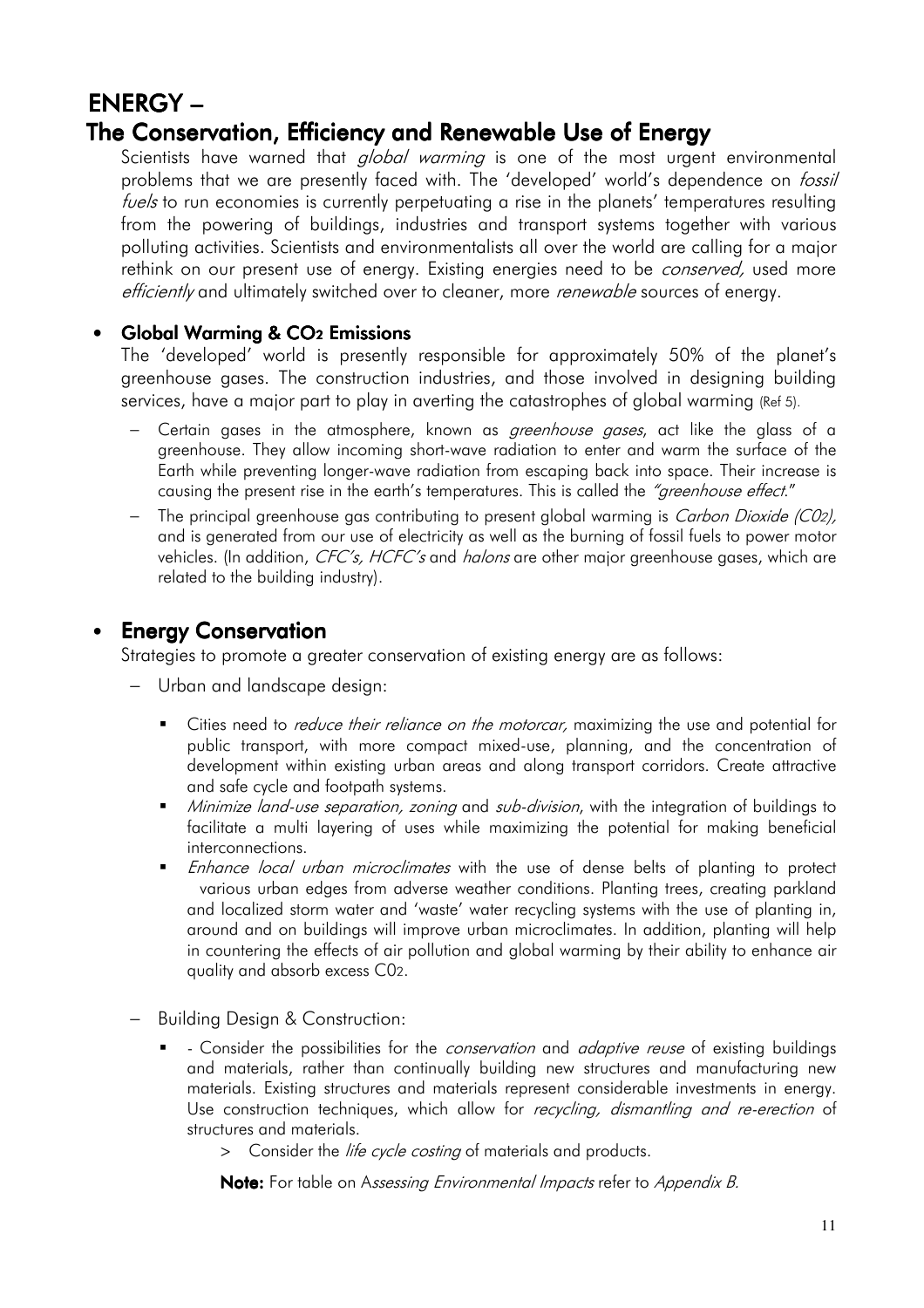# ENERGY –

## The Conservation, Efficiency and Renewable Use of Energy

Scientists have warned that *global warming* is one of the most urgent environmental problems that we are presently faced with. The 'developed' world's dependence on *fossil fuels* to run economies is currently perpetuating a rise in the planets' temperatures resulting from the powering of buildings, industries and transport systems together with various polluting activities. Scientists and environmentalists all over the world are calling for a major rethink on our present use of energy. Existing energies need to be *conserved,* used more *efficiently* and ultimately switched over to cleaner, more *renewable* sources of energy.

- **Global Warming & $CO_2$ Emissions**

  The 'developed' world is presently responsible for approximately 50% of the planet's greenhouse gases. The construction industries, and those involved in designing building services, have a major part to play in averting the catastrophes of global warming (Ref 5).

  – Certain gases in the atmosphere, known as *greenhouse gases*, act like the glass of a greenhouse. They allow incoming short-wave radiation to enter and warm the surface of the Earth while preventing longer-wave radiation from escaping back into space. Their increase is causing the present rise in the earth's temperatures. This is called the *"greenhouse effect*."

  – The principal greenhouse gas contributing to present global warming is *Carbon Dioxide ($C0_2$),* and is generated from our use of electricity as well as the burning of fossil fuels to power motor vehicles. (In addition, *CFC's, HCFC's* and *halons* are other major greenhouse gases, which are related to the building industry).

- ## Energy Conservation

  Strategies to promote a greater conservation of existing energy are as follows:

  – Urban and landscape design:

    - Cities need to *reduce their reliance on the motorcar,* maximizing the use and potential for public transport, with more compact mixed-use, planning, and the concentration of development within existing urban areas and along transport corridors. Create attractive and safe cycle and footpath systems.
    - *Minimize land-use separation, zoning* and *sub-division*, with the integration of buildings to facilitate a multi layering of uses while maximizing the potential for making beneficial interconnections.
    - *Enhance local urban microclimates* with the use of dense belts of planting to protect various urban edges from adverse weather conditions. Planting trees, creating parkland and localized storm water and 'waste' water recycling systems with the use of planting in, around and on buildings will improve urban microclimates. In addition, planting will help in countering the effects of air pollution and global warming by their ability to enhance air quality and absorb excess $C0_2$.

  – Building Design & Construction:

    - \- Consider the possibilities for the *conservation* and *adaptive reuse* of existing buildings and materials, rather than continually building new structures and manufacturing new materials. Existing structures and materials represent considerable investments in energy. Use construction techniques, which allow for *recycling, dismantling and re-erection* of structures and materials.

      > Consider the *life cycle costing* of materials and products.

    **Note:** For table on A*ssessing Environmental Impacts* refer to *Appendix B.*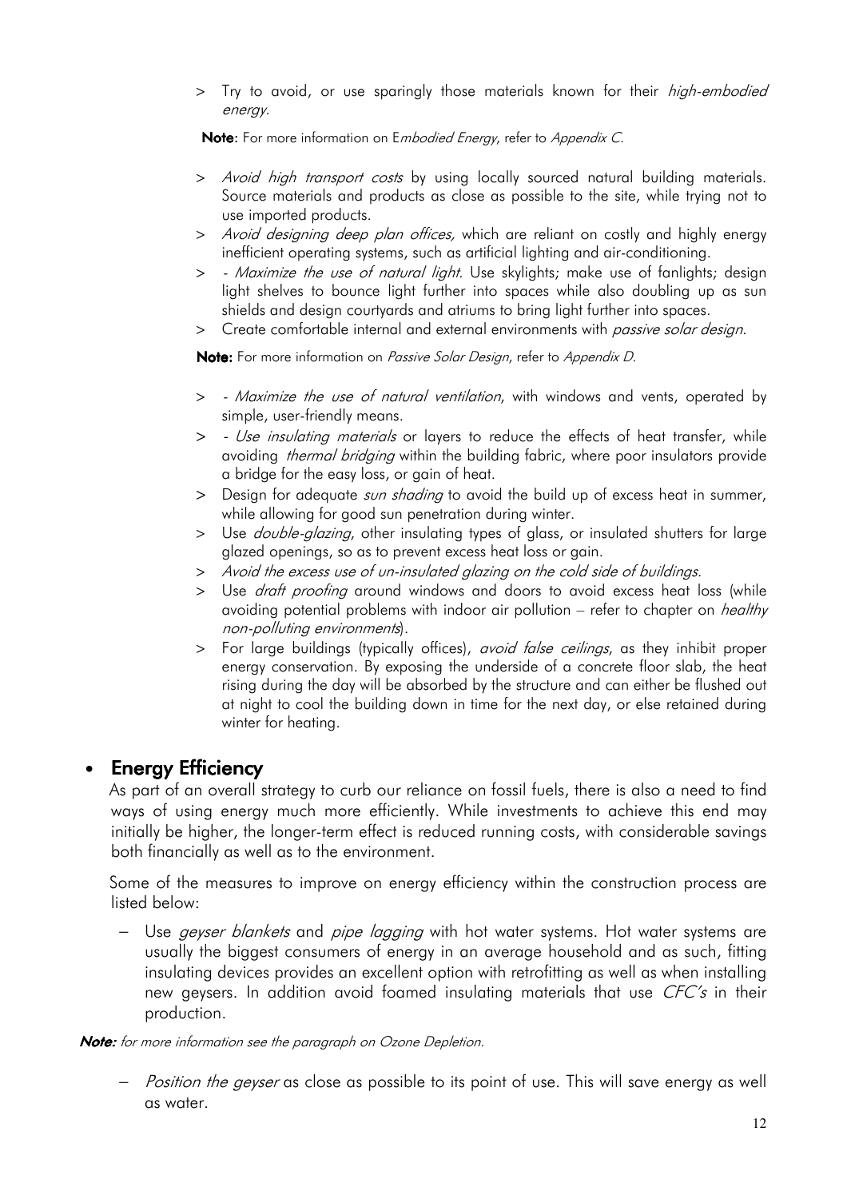> Try to avoid, or use sparingly those materials known for their *high-embodied energy.*

**Note:** For more information on E*mbodied Energy*, refer to *Appendix C.*

> *Avoid high transport costs* by using locally sourced natural building materials. Source materials and products as close as possible to the site, while trying not to use imported products.

> *Avoid designing deep plan offices,* which are reliant on costly and highly energy inefficient operating systems, such as artificial lighting and air-conditioning.

> *- Maximize the use of natural light.* Use skylights; make use of fanlights; design light shelves to bounce light further into spaces while also doubling up as sun shields and design courtyards and atriums to bring light further into spaces.

> Create comfortable internal and external environments with *passive solar design*.

**Note:** For more information on *Passive Solar Design*, refer to *Appendix D.*

> *- Maximize the use of natural ventilation*, with windows and vents, operated by simple, user-friendly means.

> *- Use insulating materials* or layers to reduce the effects of heat transfer, while avoiding *thermal bridging* within the building fabric, where poor insulators provide a bridge for the easy loss, or gain of heat.

> Design for adequate *sun shading* to avoid the build up of excess heat in summer, while allowing for good sun penetration during winter.

> Use *double-glazing*, other insulating types of glass, or insulated shutters for large glazed openings, so as to prevent excess heat loss or gain.

> *Avoid the excess use of un-insulated glazing on the cold side of buildings.*

> Use *draft proofing* around windows and doors to avoid excess heat loss (while avoiding potential problems with indoor air pollution – refer to chapter on *healthy non-polluting environments*).

> For large buildings (typically offices), *avoid false ceilings*, as they inhibit proper energy conservation. By exposing the underside of a concrete floor slab, the heat rising during the day will be absorbed by the structure and can either be flushed out at night to cool the building down in time for the next day, or else retained during winter for heating.

- ## Energy Efficiency

As part of an overall strategy to curb our reliance on fossil fuels, there is also a need to find ways of using energy much more efficiently. While investments to achieve this end may initially be higher, the longer-term effect is reduced running costs, with considerable savings both financially as well as to the environment.

Some of the measures to improve on energy efficiency within the construction process are listed below:

- Use *geyser blankets* and *pipe lagging* with hot water systems. Hot water systems are usually the biggest consumers of energy in an average household and as such, fitting insulating devices provides an excellent option with retrofitting as well as when installing new geysers. In addition avoid foamed insulating materials that use *CFC's* in their production.

***Note:*** *for more information see the paragraph on Ozone Depletion.*

- *Position the geyser* as close as possible to its point of use. This will save energy as well as water.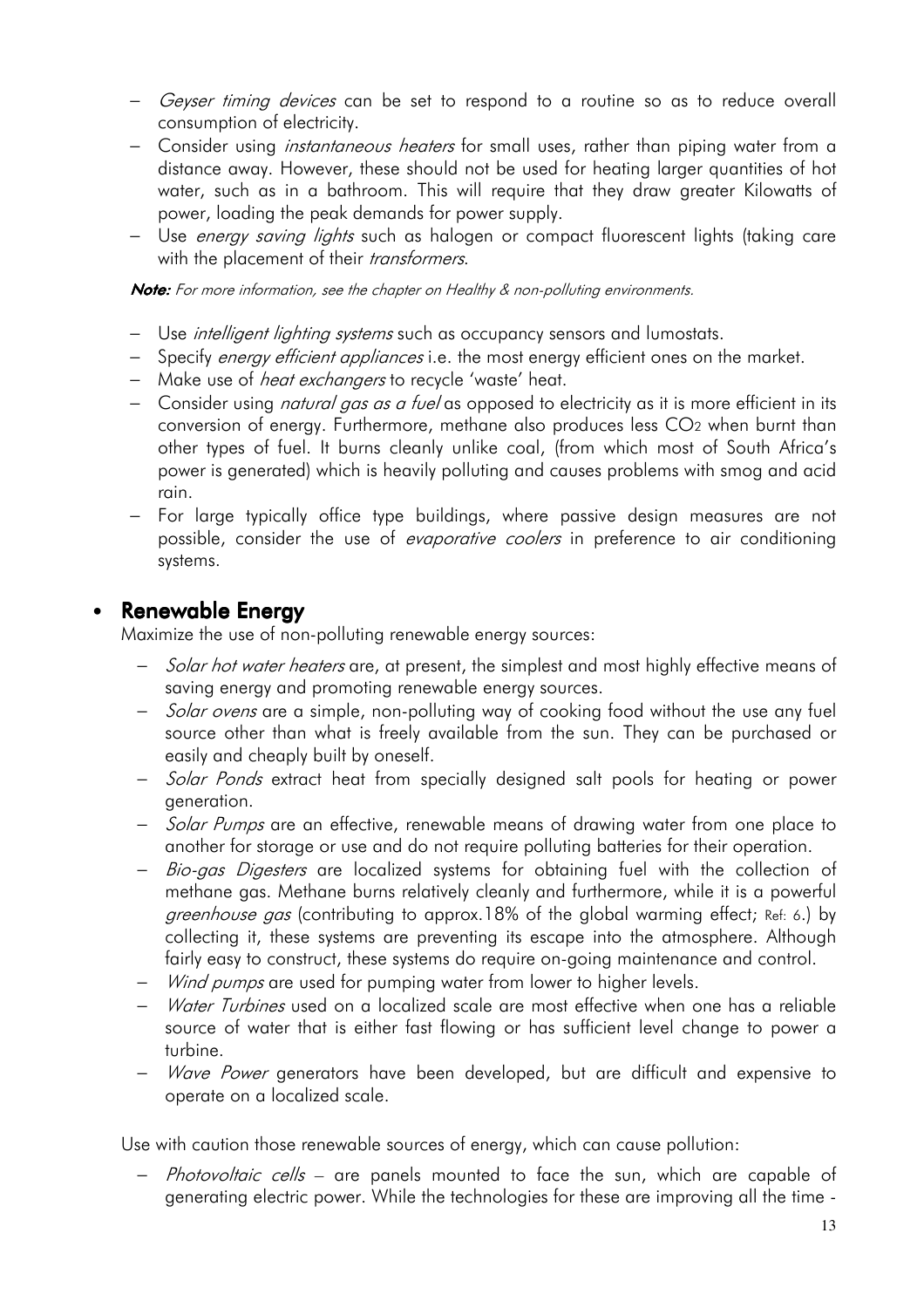- *Geyser timing devices* can be set to respond to a routine so as to reduce overall consumption of electricity.
- Consider using *instantaneous heaters* for small uses, rather than piping water from a distance away. However, these should not be used for heating larger quantities of hot water, such as in a bathroom. This will require that they draw greater Kilowatts of power, loading the peak demands for power supply.
- Use *energy saving lights* such as halogen or compact fluorescent lights (taking care with the placement of their *transformers*.

***Note:*** *For more information, see the chapter on Healthy & non-polluting environments.*

- Use *intelligent lighting systems* such as occupancy sensors and lumostats.
- Specify *energy efficient appliances* i.e. the most energy efficient ones on the market.
- Make use of *heat exchangers* to recycle 'waste' heat.
- Consider using *natural gas as a fuel* as opposed to electricity as it is more efficient in its conversion of energy. Furthermore, methane also produces less $CO_2$ when burnt than other types of fuel. It burns cleanly unlike coal, (from which most of South Africa's power is generated) which is heavily polluting and causes problems with smog and acid rain.
- For large typically office type buildings, where passive design measures are not possible, consider the use of *evaporative coolers* in preference to air conditioning systems.

## • Renewable Energy

Maximize the use of non-polluting renewable energy sources:

- *Solar hot water heaters* are, at present, the simplest and most highly effective means of saving energy and promoting renewable energy sources.
- *Solar ovens* are a simple, non-polluting way of cooking food without the use any fuel source other than what is freely available from the sun. They can be purchased or easily and cheaply built by oneself.
- *Solar Ponds* extract heat from specially designed salt pools for heating or power generation.
- *Solar Pumps* are an effective, renewable means of drawing water from one place to another for storage or use and do not require polluting batteries for their operation.
- *Bio-gas Digesters* are localized systems for obtaining fuel with the collection of methane gas. Methane burns relatively cleanly and furthermore, while it is a powerful *greenhouse gas* (contributing to approx.18% of the global warming effect; Ref: 6.) by collecting it, these systems are preventing its escape into the atmosphere. Although fairly easy to construct, these systems do require on-going maintenance and control.
- *Wind pumps* are used for pumping water from lower to higher levels.
- *Water Turbines* used on a localized scale are most effective when one has a reliable source of water that is either fast flowing or has sufficient level change to power a turbine.
- *Wave Power* generators have been developed, but are difficult and expensive to operate on a localized scale.

Use with caution those renewable sources of energy, which can cause pollution:

- *Photovoltaic cells* – are panels mounted to face the sun, which are capable of generating electric power. While the technologies for these are improving all the time -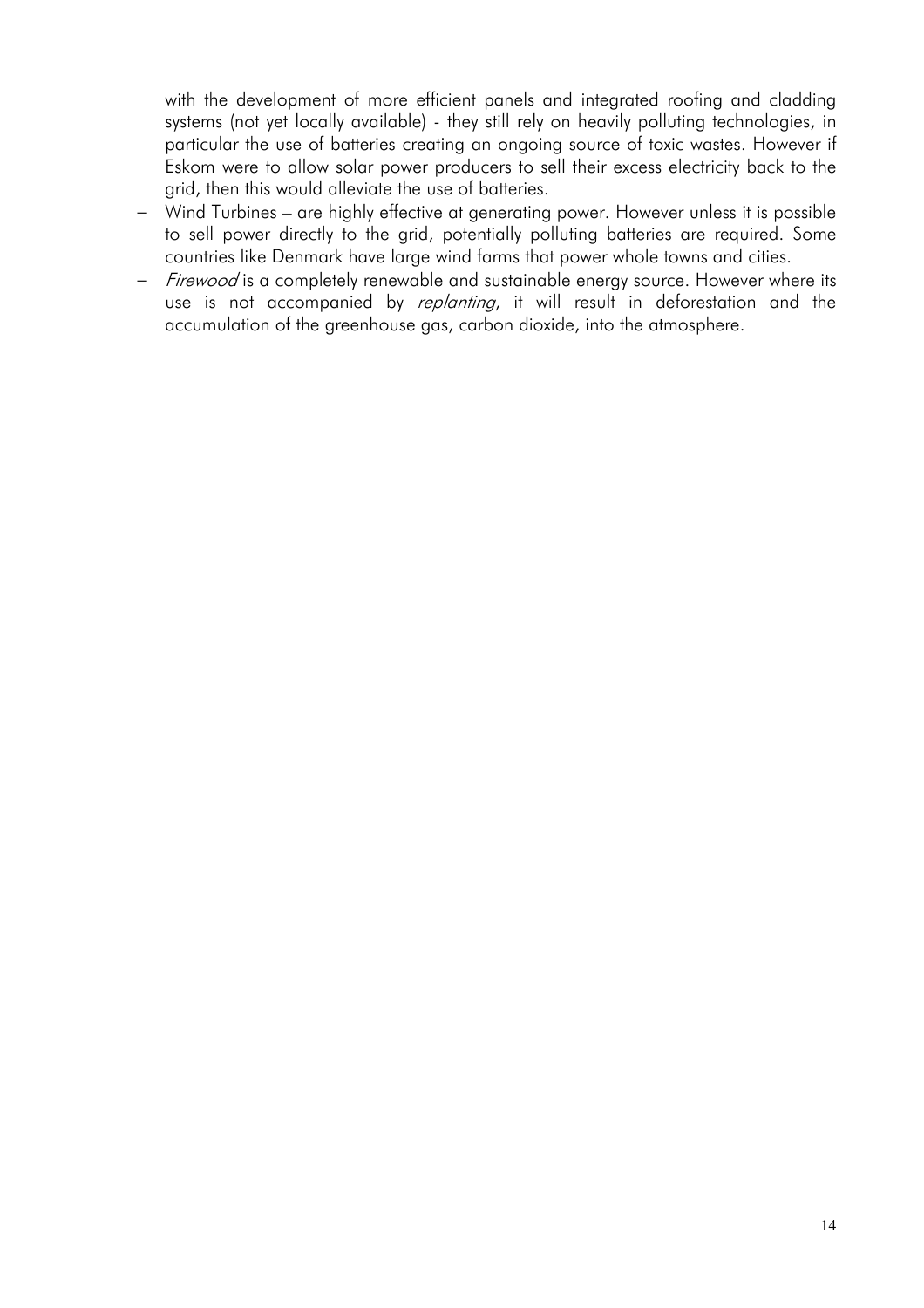with the development of more efficient panels and integrated roofing and cladding systems (not yet locally available) - they still rely on heavily polluting technologies, in particular the use of batteries creating an ongoing source of toxic wastes. However if Eskom were to allow solar power producers to sell their excess electricity back to the grid, then this would alleviate the use of batteries.

– Wind Turbines – are highly effective at generating power. However unless it is possible to sell power directly to the grid, potentially polluting batteries are required. Some countries like Denmark have large wind farms that power whole towns and cities.
– *Firewood* is a completely renewable and sustainable energy source. However where its use is not accompanied by *replanting*, it will result in deforestation and the accumulation of the greenhouse gas, carbon dioxide, into the atmosphere.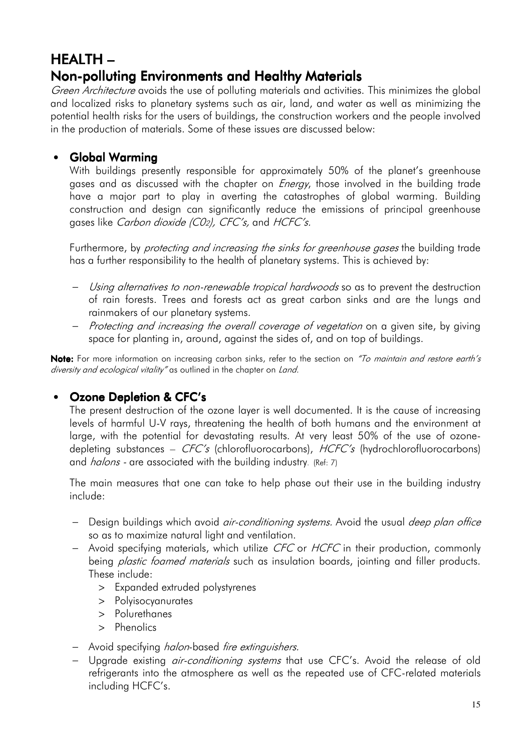# HEALTH –
# Non-polluting Environments and Healthy Materials

*Green Architecture* avoids the use of polluting materials and activities. This minimizes the global and localized risks to planetary systems such as air, land, and water as well as minimizing the potential health risks for the users of buildings, the construction workers and the people involved in the production of materials. Some of these issues are discussed below:

## • Global Warming

With buildings presently responsible for approximately 50% of the planet's greenhouse gases and as discussed with the chapter on *Energy*, those involved in the building trade have a major part to play in averting the catastrophes of global warming. Building construction and design can significantly reduce the emissions of principal greenhouse gases like *Carbon dioxide ($C0_2$), CFC's,* and *HCFC's.*

Furthermore, by *protecting and increasing the sinks for greenhouse gases* the building trade has a further responsibility to the health of planetary systems. This is achieved by:

- *Using alternatives to non-renewable tropical hardwoods* so as to prevent the destruction of rain forests. Trees and forests act as great carbon sinks and are the lungs and rainmakers of our planetary systems.
- *Protecting and increasing the overall coverage of vegetation* on a given site, by giving space for planting in, around, against the sides of, and on top of buildings.

**Note:** For more information on increasing carbon sinks, refer to the section on *"To maintain and restore earth's diversity and ecological vitality"* as outlined in the chapter on *Land.*

## • Ozone Depletion & CFC's

The present destruction of the ozone layer is well documented. It is the cause of increasing levels of harmful U-V rays, threatening the health of both humans and the environment at large, with the potential for devastating results. At very least 50% of the use of ozone-depleting substances – *CFC's* (chlorofluorocarbons), *HCFC's* (hydrochlorofluorocarbons) and *halons* - are associated with the building industry. (Ref: 7)

The main measures that one can take to help phase out their use in the building industry include:

- Design buildings which avoid *air-conditioning systems.* Avoid the usual *deep plan office* so as to maximize natural light and ventilation.
- Avoid specifying materials, which utilize *CFC* or *HCFC* in their production, commonly being *plastic foamed materials* such as insulation boards, jointing and filler products. These include:
  - > Expanded extruded polystyrenes
  - > Polyisocyanurates
  - > Polurethanes
  - > Phenolics
- Avoid specifying *halon*-based *fire extinguishers.*
- Upgrade existing *air-conditioning systems* that use CFC's. Avoid the release of old refrigerants into the atmosphere as well as the repeated use of CFC-related materials including HCFC's.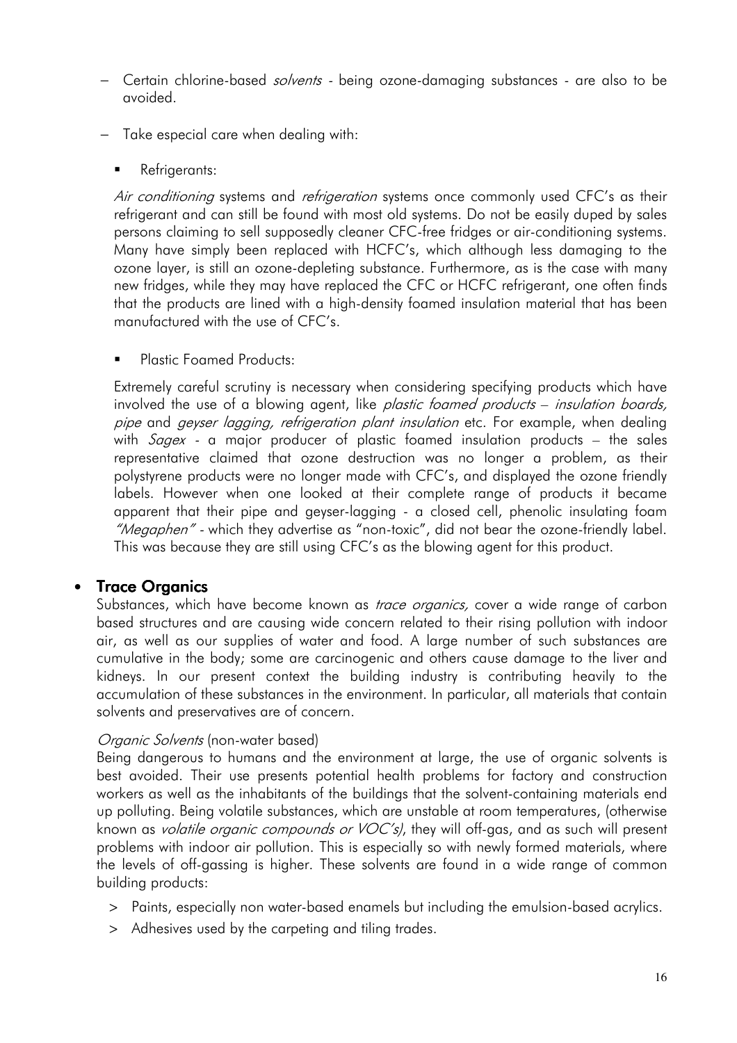- Certain chlorine-based *solvents* - being ozone-damaging substances - are also to be avoided.

- Take especial care when dealing with:

  - Refrigerants:

    *Air conditioning* systems and *refrigeration* systems once commonly used CFC's as their refrigerant and can still be found with most old systems. Do not be easily duped by sales persons claiming to sell supposedly cleaner CFC-free fridges or air-conditioning systems. Many have simply been replaced with HCFC's, which although less damaging to the ozone layer, is still an ozone-depleting substance. Furthermore, as is the case with many new fridges, while they may have replaced the CFC or HCFC refrigerant, one often finds that the products are lined with a high-density foamed insulation material that has been manufactured with the use of CFC's.

  - Plastic Foamed Products:

    Extremely careful scrutiny is necessary when considering specifying products which have involved the use of a blowing agent, like *plastic foamed products – insulation boards, pipe* and *geyser lagging, refrigeration plant insulation* etc. For example, when dealing with *Sagex* - a major producer of plastic foamed insulation products – the sales representative claimed that ozone destruction was no longer a problem, as their polystyrene products were no longer made with CFC's, and displayed the ozone friendly labels. However when one looked at their complete range of products it became apparent that their pipe and geyser-lagging - a closed cell, phenolic insulating foam *"Megaphen"* - which they advertise as "non-toxic", did not bear the ozone-friendly label. This was because they are still using CFC's as the blowing agent for this product.

- **Trace Organics**

  Substances, which have become known as *trace organics,* cover a wide range of carbon based structures and are causing wide concern related to their rising pollution with indoor air, as well as our supplies of water and food. A large number of such substances are cumulative in the body; some are carcinogenic and others cause damage to the liver and kidneys. In our present context the building industry is contributing heavily to the accumulation of these substances in the environment. In particular, all materials that contain solvents and preservatives are of concern.

  *Organic Solvents* (non-water based)

  Being dangerous to humans and the environment at large, the use of organic solvents is best avoided. Their use presents potential health problems for factory and construction workers as well as the inhabitants of the buildings that the solvent-containing materials end up polluting. Being volatile substances, which are unstable at room temperatures, (otherwise known as *volatile organic compounds or VOC's)*, they will off-gas, and as such will present problems with indoor air pollution. This is especially so with newly formed materials, where the levels of off-gassing is higher. These solvents are found in a wide range of common building products:

  > Paints, especially non water-based enamels but including the emulsion-based acrylics.

  > Adhesives used by the carpeting and tiling trades.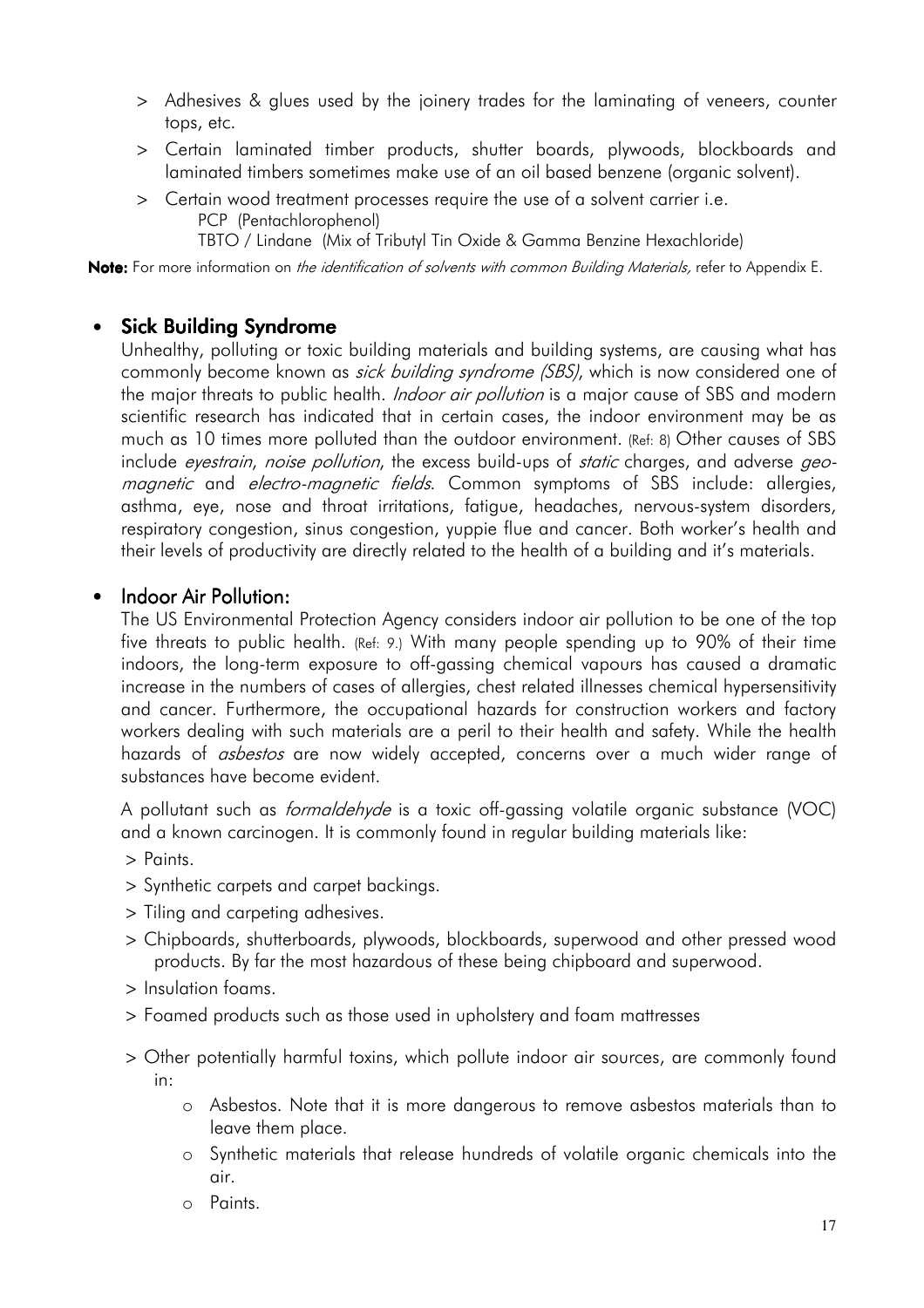> Adhesives & glues used by the joinery trades for the laminating of veneers, counter tops, etc.

> Certain laminated timber products, shutter boards, plywoods, blockboards and laminated timbers sometimes make use of an oil based benzene (organic solvent).

> Certain wood treatment processes require the use of a solvent carrier i.e.
  PCP (Pentachlorophenol)
  TBTO / Lindane (Mix of Tributyl Tin Oxide & Gamma Benzine Hexachloride)

**Note:** For more information on *the identification of solvents with common Building Materials,* refer to Appendix E.

- **Sick Building Syndrome**

  Unhealthy, polluting or toxic building materials and building systems, are causing what has commonly become known as *sick building syndrome (SBS)*, which is now considered one of the major threats to public health. *Indoor air pollution* is a major cause of SBS and modern scientific research has indicated that in certain cases, the indoor environment may be as much as 10 times more polluted than the outdoor environment. (Ref: 8) Other causes of SBS include *eyestrain*, *noise pollution*, the excess build-ups of *static* charges, and adverse *geo-magnetic* and *electro-magnetic fields*. Common symptoms of SBS include: allergies, asthma, eye, nose and throat irritations, fatigue, headaches, nervous-system disorders, respiratory congestion, sinus congestion, yuppie flue and cancer. Both worker's health and their levels of productivity are directly related to the health of a building and it's materials.

- **Indoor Air Pollution:**

  The US Environmental Protection Agency considers indoor air pollution to be one of the top five threats to public health. (Ref: 9.) With many people spending up to 90% of their time indoors, the long-term exposure to off-gassing chemical vapours has caused a dramatic increase in the numbers of cases of allergies, chest related illnesses chemical hypersensitivity and cancer. Furthermore, the occupational hazards for construction workers and factory workers dealing with such materials are a peril to their health and safety. While the health hazards of *asbestos* are now widely accepted, concerns over a much wider range of substances have become evident.

  A pollutant such as *formaldehyde* is a toxic off-gassing volatile organic substance (VOC) and a known carcinogen. It is commonly found in regular building materials like:

  > Paints.

  > Synthetic carpets and carpet backings.

  > Tiling and carpeting adhesives.

  > Chipboards, shutterboards, plywoods, blockboards, superwood and other pressed wood products. By far the most hazardous of these being chipboard and superwood.

  > Insulation foams.

  > Foamed products such as those used in upholstery and foam mattresses

  > Other potentially harmful toxins, which pollute indoor air sources, are commonly found in:

  - Asbestos. Note that it is more dangerous to remove asbestos materials than to leave them place.
  - Synthetic materials that release hundreds of volatile organic chemicals into the air.
  - Paints.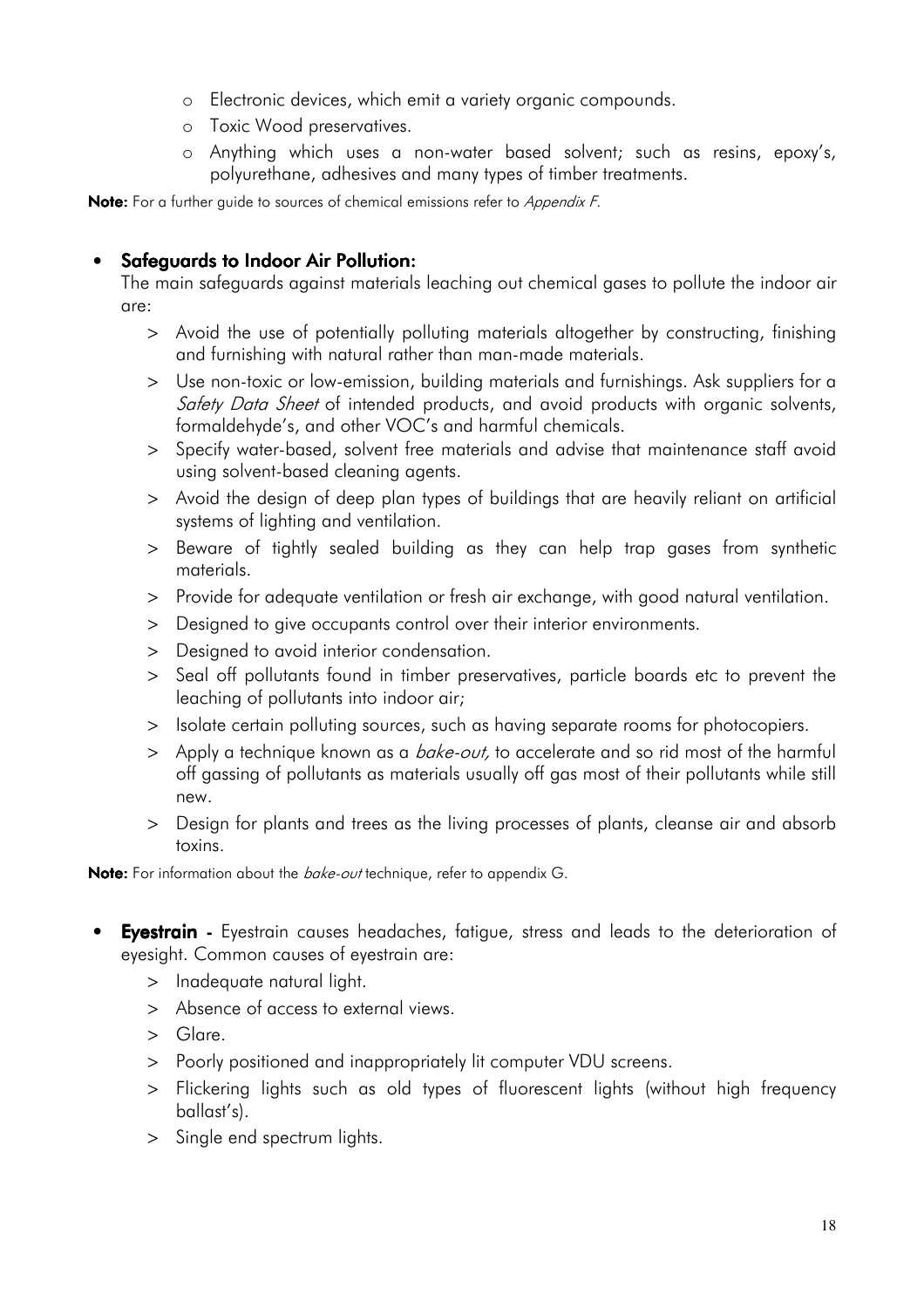- Electronic devices, which emit a variety organic compounds.
   - Toxic Wood preservatives.
   - Anything which uses a non-water based solvent; such as resins, epoxy's, polyurethane, adhesives and many types of timber treatments.

**Note:** For a further guide to sources of chemical emissions refer to *Appendix F.*

- **Safeguards to Indoor Air Pollution:**
  The main safeguards against materials leaching out chemical gases to pollute the indoor air are:
  > Avoid the use of potentially polluting materials altogether by constructing, finishing and furnishing with natural rather than man-made materials.
  > Use non-toxic or low-emission, building materials and furnishings. Ask suppliers for a *Safety Data Sheet* of intended products, and avoid products with organic solvents, formaldehyde's, and other VOC's and harmful chemicals.
  > Specify water-based, solvent free materials and advise that maintenance staff avoid using solvent-based cleaning agents.
  > Avoid the design of deep plan types of buildings that are heavily reliant on artificial systems of lighting and ventilation.
  > Beware of tightly sealed building as they can help trap gases from synthetic materials.
  > Provide for adequate ventilation or fresh air exchange, with good natural ventilation.
  > Designed to give occupants control over their interior environments.
  > Designed to avoid interior condensation.
  > Seal off pollutants found in timber preservatives, particle boards etc to prevent the leaching of pollutants into indoor air;
  > Isolate certain polluting sources, such as having separate rooms for photocopiers.
  > Apply a technique known as a *bake-out,* to accelerate and so rid most of the harmful off gassing of pollutants as materials usually off gas most of their pollutants while still new.
  > Design for plants and trees as the living processes of plants, cleanse air and absorb toxins.

**Note:** For information about the *bake-out* technique, refer to appendix G.

- **Eyestrain** - Eyestrain causes headaches, fatigue, stress and leads to the deterioration of eyesight. Common causes of eyestrain are:
  > Inadequate natural light.
  > Absence of access to external views.
  > Glare.
  > Poorly positioned and inappropriately lit computer VDU screens.
  > Flickering lights such as old types of fluorescent lights (without high frequency ballast's).
  > Single end spectrum lights.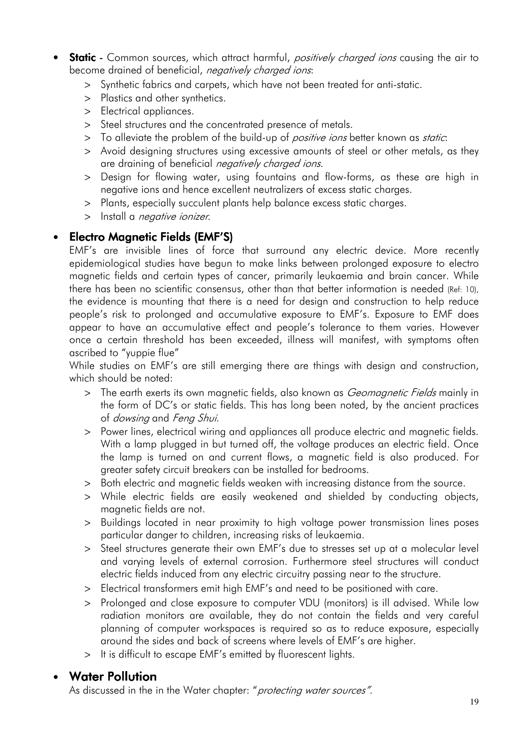- **Static** - Common sources, which attract harmful, *positively charged ions* causing the air to become drained of beneficial, *negatively charged ions*:
  - > Synthetic fabrics and carpets, which have not been treated for anti-static.
  - > Plastics and other synthetics.
  - > Electrical appliances.
  - > Steel structures and the concentrated presence of metals.
  - > To alleviate the problem of the build-up of *positive ions* better known as *static*:
  - > Avoid designing structures using excessive amounts of steel or other metals, as they are draining of beneficial *negatively charged ions*.
  - > Design for flowing water, using fountains and flow-forms, as these are high in negative ions and hence excellent neutralizers of excess static charges.
  - > Plants, especially succulent plants help balance excess static charges.
  - > Install a *negative ionizer*.

- **Electro Magnetic Fields (EMF'S)**

  EMF's are invisible lines of force that surround any electric device. More recently epidemiological studies have begun to make links between prolonged exposure to electro magnetic fields and certain types of cancer, primarily leukaemia and brain cancer. While there has been no scientific consensus, other than that better information is needed (Ref: 10), the evidence is mounting that there is a need for design and construction to help reduce people's risk to prolonged and accumulative exposure to EMF's. Exposure to EMF does appear to have an accumulative effect and people's tolerance to them varies. However once a certain threshold has been exceeded, illness will manifest, with symptoms often ascribed to "yuppie flue"

  While studies on EMF's are still emerging there are things with design and construction, which should be noted:
  - > The earth exerts its own magnetic fields, also known as *Geomagnetic Fields* mainly in the form of DC's or static fields. This has long been noted, by the ancient practices of *dowsing* and *Feng Shui*.
  - > Power lines, electrical wiring and appliances all produce electric and magnetic fields. With a lamp plugged in but turned off, the voltage produces an electric field. Once the lamp is turned on and current flows, a magnetic field is also produced. For greater safety circuit breakers can be installed for bedrooms.
  - > Both electric and magnetic fields weaken with increasing distance from the source.
  - > While electric fields are easily weakened and shielded by conducting objects, magnetic fields are not.
  - > Buildings located in near proximity to high voltage power transmission lines poses particular danger to children, increasing risks of leukaemia.
  - > Steel structures generate their own EMF's due to stresses set up at a molecular level and varying levels of external corrosion. Furthermore steel structures will conduct electric fields induced from any electric circuitry passing near to the structure.
  - > Electrical transformers emit high EMF's and need to be positioned with care.
  - > Prolonged and close exposure to computer VDU (monitors) is ill advised. While low radiation monitors are available, they do not contain the fields and very careful planning of computer workspaces is required so as to reduce exposure, especially around the sides and back of screens where levels of EMF's are higher.
  - > It is difficult to escape EMF's emitted by fluorescent lights.

- **Water Pollution**

  As discussed in the in the Water chapter: "*protecting water sources*".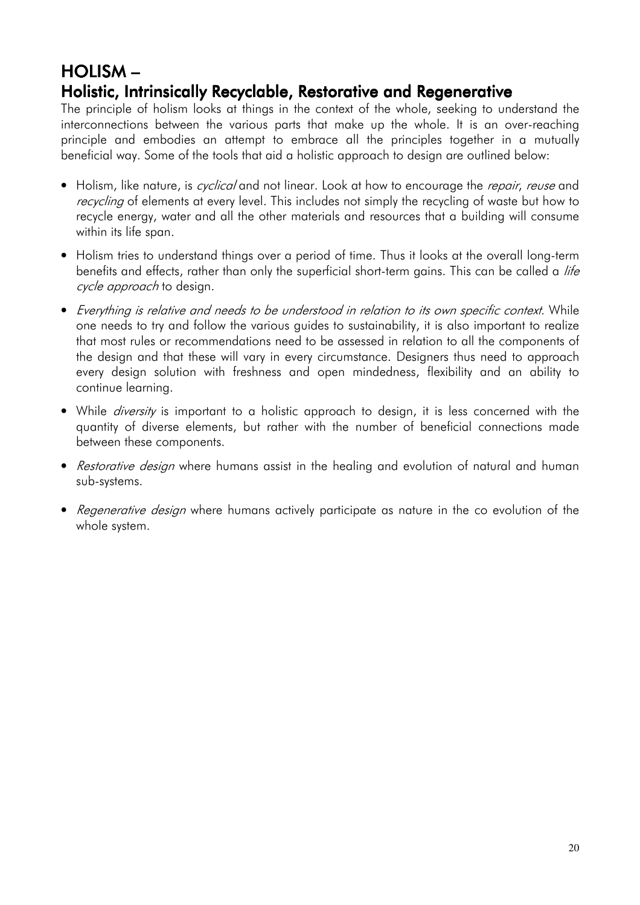# HOLISM –

## Holistic, Intrinsically Recyclable, Restorative and Regenerative

The principle of holism looks at things in the context of the whole, seeking to understand the interconnections between the various parts that make up the whole. It is an over-reaching principle and embodies an attempt to embrace all the principles together in a mutually beneficial way. Some of the tools that aid a holistic approach to design are outlined below:

- Holism, like nature, is *cyclical* and not linear. Look at how to encourage the *repair*, *reuse* and *recycling* of elements at every level. This includes not simply the recycling of waste but how to recycle energy, water and all the other materials and resources that a building will consume within its life span.
- Holism tries to understand things over a period of time. Thus it looks at the overall long-term benefits and effects, rather than only the superficial short-term gains. This can be called a *life cycle approach* to design.
- *Everything is relative and needs to be understood in relation to its own specific context.* While one needs to try and follow the various guides to sustainability, it is also important to realize that most rules or recommendations need to be assessed in relation to all the components of the design and that these will vary in every circumstance. Designers thus need to approach every design solution with freshness and open mindedness, flexibility and an ability to continue learning.
- While *diversity* is important to a holistic approach to design, it is less concerned with the quantity of diverse elements, but rather with the number of beneficial connections made between these components.
- *Restorative design* where humans assist in the healing and evolution of natural and human sub-systems.
- *Regenerative design* where humans actively participate as nature in the co evolution of the whole system.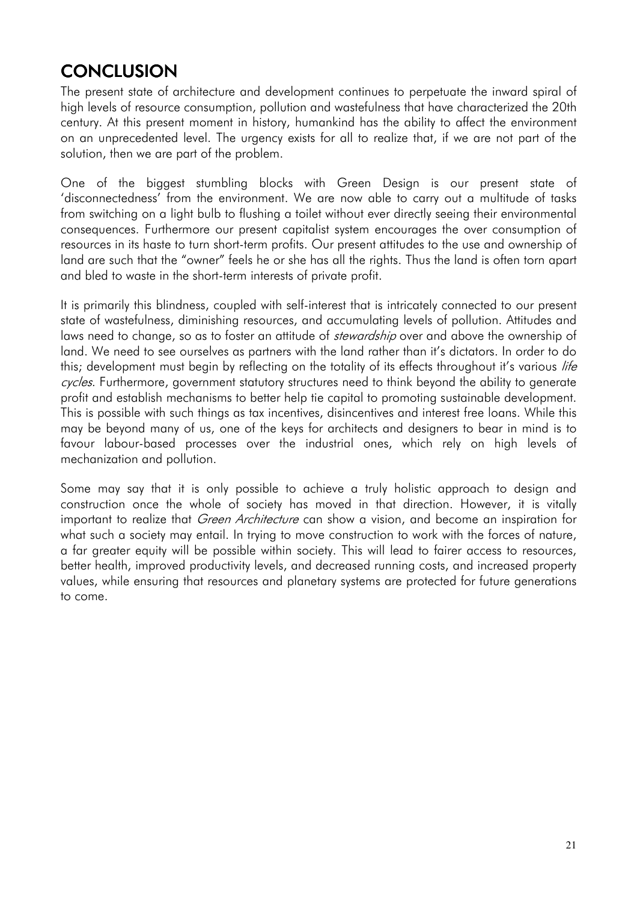# CONCLUSION

The present state of architecture and development continues to perpetuate the inward spiral of high levels of resource consumption, pollution and wastefulness that have characterized the 20th century. At this present moment in history, humankind has the ability to affect the environment on an unprecedented level. The urgency exists for all to realize that, if we are not part of the solution, then we are part of the problem.

One of the biggest stumbling blocks with Green Design is our present state of 'disconnectedness' from the environment. We are now able to carry out a multitude of tasks from switching on a light bulb to flushing a toilet without ever directly seeing their environmental consequences. Furthermore our present capitalist system encourages the over consumption of resources in its haste to turn short-term profits. Our present attitudes to the use and ownership of land are such that the "owner" feels he or she has all the rights. Thus the land is often torn apart and bled to waste in the short-term interests of private profit.

It is primarily this blindness, coupled with self-interest that is intricately connected to our present state of wastefulness, diminishing resources, and accumulating levels of pollution. Attitudes and laws need to change, so as to foster an attitude of *stewardship* over and above the ownership of land. We need to see ourselves as partners with the land rather than it's dictators. In order to do this; development must begin by reflecting on the totality of its effects throughout it's various *life cycles*. Furthermore, government statutory structures need to think beyond the ability to generate profit and establish mechanisms to better help tie capital to promoting sustainable development. This is possible with such things as tax incentives, disincentives and interest free loans. While this may be beyond many of us, one of the keys for architects and designers to bear in mind is to favour labour-based processes over the industrial ones, which rely on high levels of mechanization and pollution.

Some may say that it is only possible to achieve a truly holistic approach to design and construction once the whole of society has moved in that direction. However, it is vitally important to realize that *Green Architecture* can show a vision, and become an inspiration for what such a society may entail. In trying to move construction to work with the forces of nature, a far greater equity will be possible within society. This will lead to fairer access to resources, better health, improved productivity levels, and decreased running costs, and increased property values, while ensuring that resources and planetary systems are protected for future generations to come.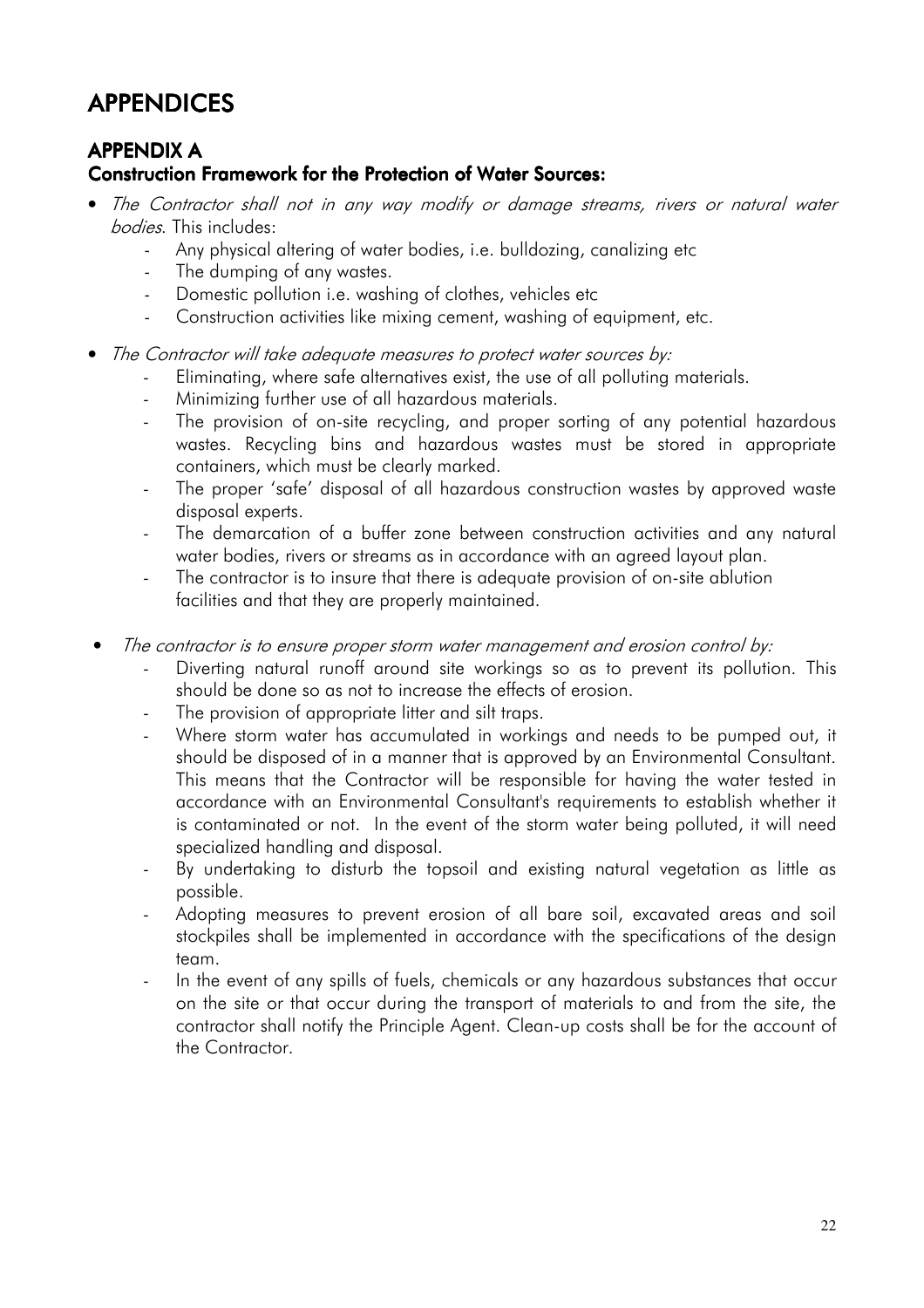# APPENDICES

## APPENDIX A

### Construction Framework for the Protection of Water Sources:

- *The Contractor shall not in any way modify or damage streams, rivers or natural water bodies*. This includes:
  - Any physical altering of water bodies, i.e. bulldozing, canalizing etc
  - The dumping of any wastes.
  - Domestic pollution i.e. washing of clothes, vehicles etc
  - Construction activities like mixing cement, washing of equipment, etc.

- *The Contractor will take adequate measures to protect water sources by:*
  - Eliminating, where safe alternatives exist, the use of all polluting materials.
  - Minimizing further use of all hazardous materials.
  - The provision of on-site recycling, and proper sorting of any potential hazardous wastes. Recycling bins and hazardous wastes must be stored in appropriate containers, which must be clearly marked.
  - The proper 'safe' disposal of all hazardous construction wastes by approved waste disposal experts.
  - The demarcation of a buffer zone between construction activities and any natural water bodies, rivers or streams as in accordance with an agreed layout plan.
  - The contractor is to insure that there is adequate provision of on-site ablution facilities and that they are properly maintained.

- *The contractor is to ensure proper storm water management and erosion control by:*
  - Diverting natural runoff around site workings so as to prevent its pollution. This should be done so as not to increase the effects of erosion.
  - The provision of appropriate litter and silt traps.
  - Where storm water has accumulated in workings and needs to be pumped out, it should be disposed of in a manner that is approved by an Environmental Consultant. This means that the Contractor will be responsible for having the water tested in accordance with an Environmental Consultant's requirements to establish whether it is contaminated or not. In the event of the storm water being polluted, it will need specialized handling and disposal.
  - By undertaking to disturb the topsoil and existing natural vegetation as little as possible.
  - Adopting measures to prevent erosion of all bare soil, excavated areas and soil stockpiles shall be implemented in accordance with the specifications of the design team.
  - In the event of any spills of fuels, chemicals or any hazardous substances that occur on the site or that occur during the transport of materials to and from the site, the contractor shall notify the Principle Agent. Clean-up costs shall be for the account of the Contractor.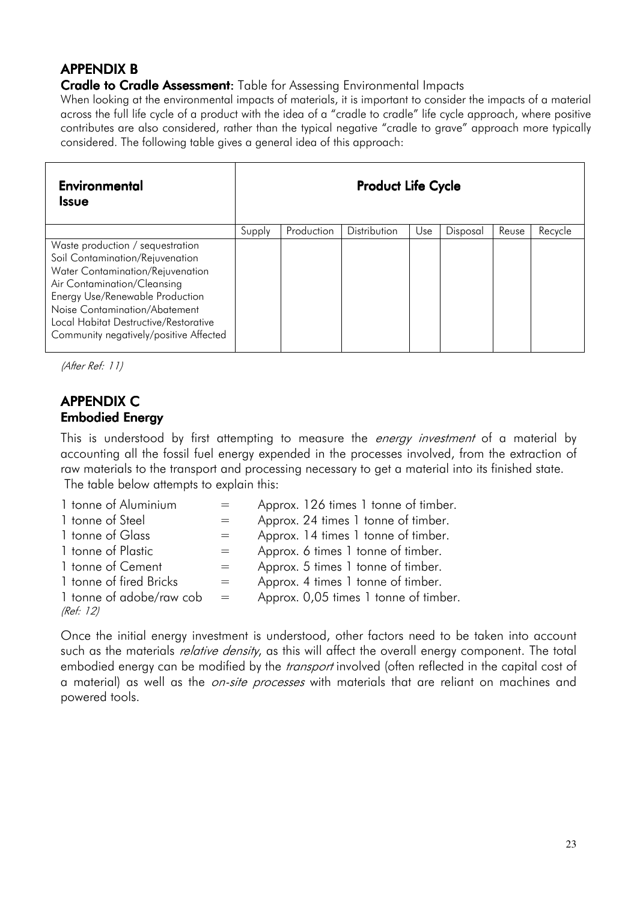## APPENDIX B

**Cradle to Cradle Assessment**: Table for Assessing Environmental Impacts

When looking at the environmental impacts of materials, it is important to consider the impacts of a material across the full life cycle of a product with the idea of a "cradle to cradle" life cycle approach, where positive contributes are also considered, rather than the typical negative "cradle to grave" approach more typically considered. The following table gives a general idea of this approach:

| **Environmental Issue** | **Product Life Cycle** | | | | | | |
|---|---|---|---|---|---|---|---|
| | Supply | Production | Distribution | Use | Disposal | Reuse | Recycle |
| Waste production / sequestration<br>Soil Contamination/Rejuvenation<br>Water Contamination/Rejuvenation<br>Air Contamination/Cleansing<br>Energy Use/Renewable Production<br>Noise Contamination/Abatement<br>Local Habitat Destructive/Restorative<br>Community negatively/positive Affected | | | | | | | |

*(After Ref: 11)*

## APPENDIX C

### Embodied Energy

This is understood by first attempting to measure the *energy investment* of a material by accounting all the fossil fuel energy expended in the processes involved, from the extraction of raw materials to the transport and processing necessary to get a material into its finished state.

The table below attempts to explain this:

| | | |
|---|---|---|
| 1 tonne of Aluminium | = | Approx. 126 times 1 tonne of timber. |
| 1 tonne of Steel | = | Approx. 24 times 1 tonne of timber. |
| 1 tonne of Glass | = | Approx. 14 times 1 tonne of timber. |
| 1 tonne of Plastic | = | Approx. 6 times 1 tonne of timber. |
| 1 tonne of Cement | = | Approx. 5 times 1 tonne of timber. |
| 1 tonne of fired Bricks | = | Approx. 4 times 1 tonne of timber. |
| 1 tonne of adobe/raw cob | = | Approx. 0,05 times 1 tonne of timber. |

*(Ref: 12)*

Once the initial energy investment is understood, other factors need to be taken into account such as the materials *relative density*, as this will affect the overall energy component. The total embodied energy can be modified by the *transport* involved (often reflected in the capital cost of a material) as well as the *on-site processes* with materials that are reliant on machines and powered tools.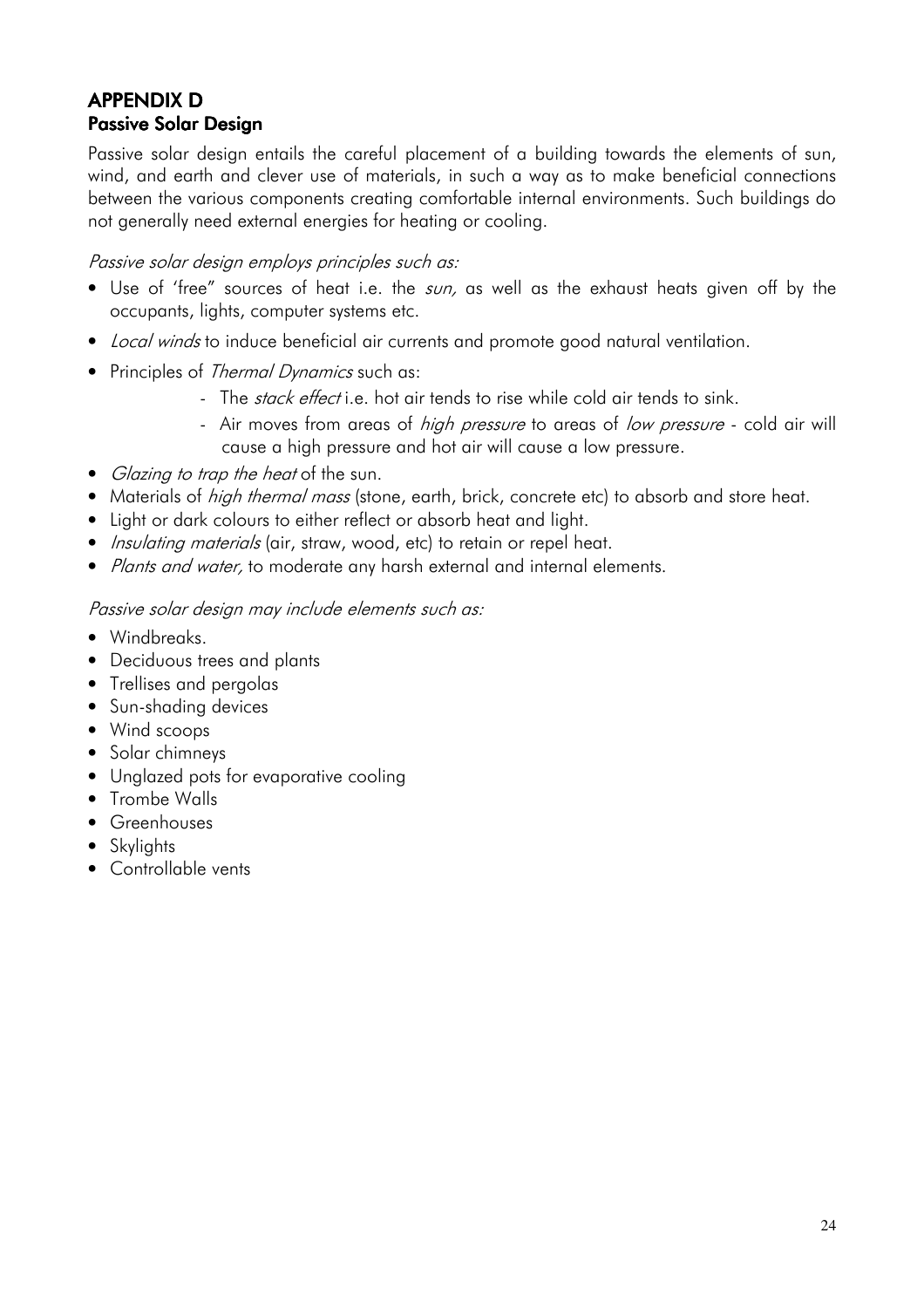## APPENDIX D
### Passive Solar Design

Passive solar design entails the careful placement of a building towards the elements of sun, wind, and earth and clever use of materials, in such a way as to make beneficial connections between the various components creating comfortable internal environments. Such buildings do not generally need external energies for heating or cooling.

*Passive solar design employs principles such as:*

- Use of 'free" sources of heat i.e. the *sun,* as well as the exhaust heats given off by the occupants, lights, computer systems etc.
- *Local winds* to induce beneficial air currents and promote good natural ventilation.
- Principles of *Thermal Dynamics* such as:
  - The *stack effect* i.e. hot air tends to rise while cold air tends to sink.
  - Air moves from areas of *high pressure* to areas of *low pressure* - cold air will cause a high pressure and hot air will cause a low pressure.
- *Glazing to trap the heat* of the sun.
- Materials of *high thermal mass* (stone, earth, brick, concrete etc) to absorb and store heat.
- Light or dark colours to either reflect or absorb heat and light.
- *Insulating materials* (air, straw, wood, etc) to retain or repel heat.
- *Plants and water,* to moderate any harsh external and internal elements.

*Passive solar design may include elements such as:*

- Windbreaks.
- Deciduous trees and plants
- Trellises and pergolas
- Sun-shading devices
- Wind scoops
- Solar chimneys
- Unglazed pots for evaporative cooling
- Trombe Walls
- Greenhouses
- Skylights
- Controllable vents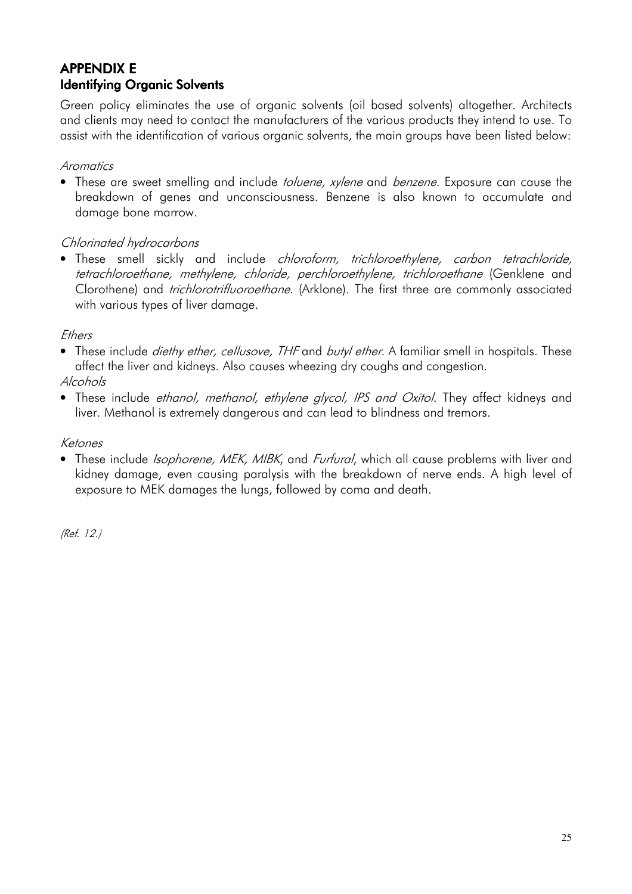## APPENDIX E
### Identifying Organic Solvents

Green policy eliminates the use of organic solvents (oil based solvents) altogether. Architects and clients may need to contact the manufacturers of the various products they intend to use. To assist with the identification of various organic solvents, the main groups have been listed below:

*Aromatics*

- These are sweet smelling and include *toluene, xylene* and *benzene*. Exposure can cause the breakdown of genes and unconsciousness. Benzene is also known to accumulate and damage bone marrow.

*Chlorinated hydrocarbons*

- These smell sickly and include *chloroform, trichloroethylene, carbon tetrachloride, tetrachloroethane, methylene, chloride, perchloroethylene, trichloroethane* (Genklene and Clorothene) and *trichlorotrifluoroethane*. (Arklone). The first three are commonly associated with various types of liver damage.

*Ethers*

- These include *diethy ether, cellusove, THF* and *butyl ether*. A familiar smell in hospitals. These affect the liver and kidneys. Also causes wheezing dry coughs and congestion.

*Alcohols*

- These include *ethanol, methanol, ethylene glycol, IPS and Oxitol*. They affect kidneys and liver. Methanol is extremely dangerous and can lead to blindness and tremors.

*Ketones*

- These include *Isophorene, MEK, MIBK*, and *Furfural*, which all cause problems with liver and kidney damage, even causing paralysis with the breakdown of nerve ends. A high level of exposure to MEK damages the lungs, followed by coma and death.

*(Ref. 12.)*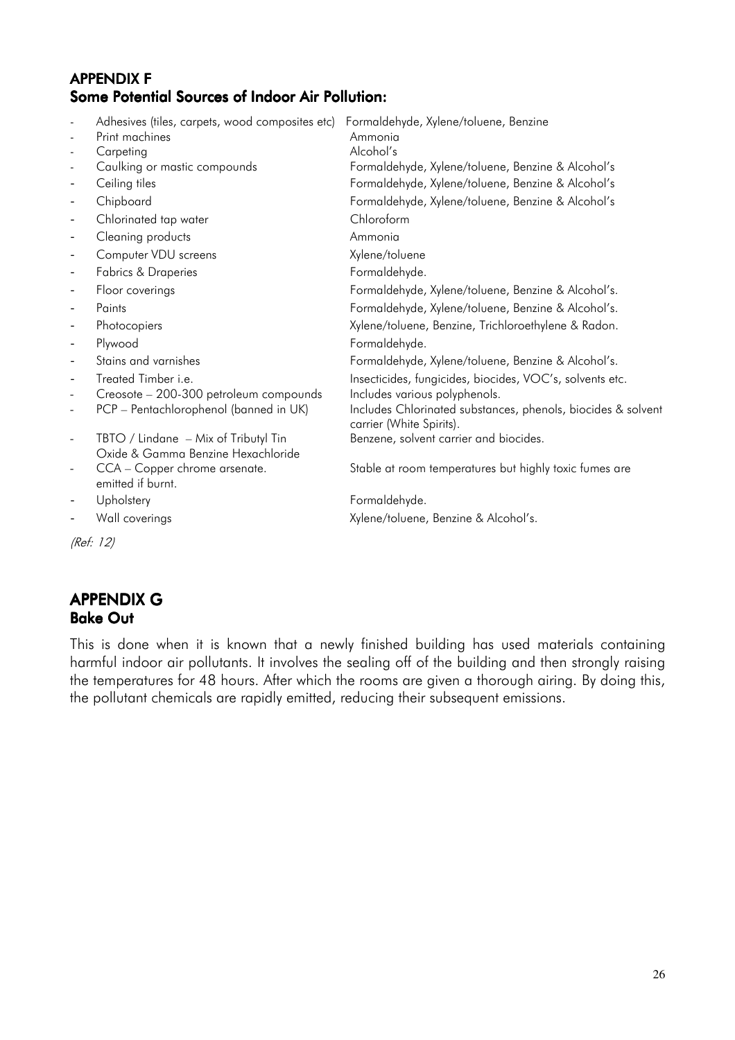## APPENDIX F
## Some Potential Sources of Indoor Air Pollution:

- Adhesives (tiles, carpets, wood composites etc) Formaldehyde, Xylene/toluene, Benzine
- Print machines Ammonia
- Carpeting Alcohol's
- Caulking or mastic compounds Formaldehyde, Xylene/toluene, Benzine & Alcohol's
- Ceiling tiles Formaldehyde, Xylene/toluene, Benzine & Alcohol's
- Chipboard Formaldehyde, Xylene/toluene, Benzine & Alcohol's
- Chlorinated tap water Chloroform
- Cleaning products Ammonia
- Computer VDU screens Xylene/toluene
- Fabrics & Draperies Formaldehyde.
- Floor coverings Formaldehyde, Xylene/toluene, Benzine & Alcohol's.
- Paints Formaldehyde, Xylene/toluene, Benzine & Alcohol's.
- Photocopiers Xylene/toluene, Benzine, Trichloroethylene & Radon.
- Plywood Formaldehyde.
- Stains and varnishes Formaldehyde, Xylene/toluene, Benzine & Alcohol's.
- Treated Timber i.e. Insecticides, fungicides, biocides, VOC's, solvents etc.
- Creosote – 200-300 petroleum compounds Includes various polyphenols.
- PCP – Pentachlorophenol (banned in UK) Includes Chlorinated substances, phenols, biocides & solvent carrier (White Spirits).
- TBTO / Lindane – Mix of Tributyl Tin Oxide & Gamma Benzine Hexachloride Benzene, solvent carrier and biocides.
- CCA – Copper chrome arsenate. Stable at room temperatures but highly toxic fumes are emitted if burnt.
- Upholstery Formaldehyde.
- Wall coverings Xylene/toluene, Benzine & Alcohol's.

*(Ref: 12)*

## APPENDIX G
### Bake Out

This is done when it is known that a newly finished building has used materials containing harmful indoor air pollutants. It involves the sealing off of the building and then strongly raising the temperatures for 48 hours. After which the rooms are given a thorough airing. By doing this, the pollutant chemicals are rapidly emitted, reducing their subsequent emissions.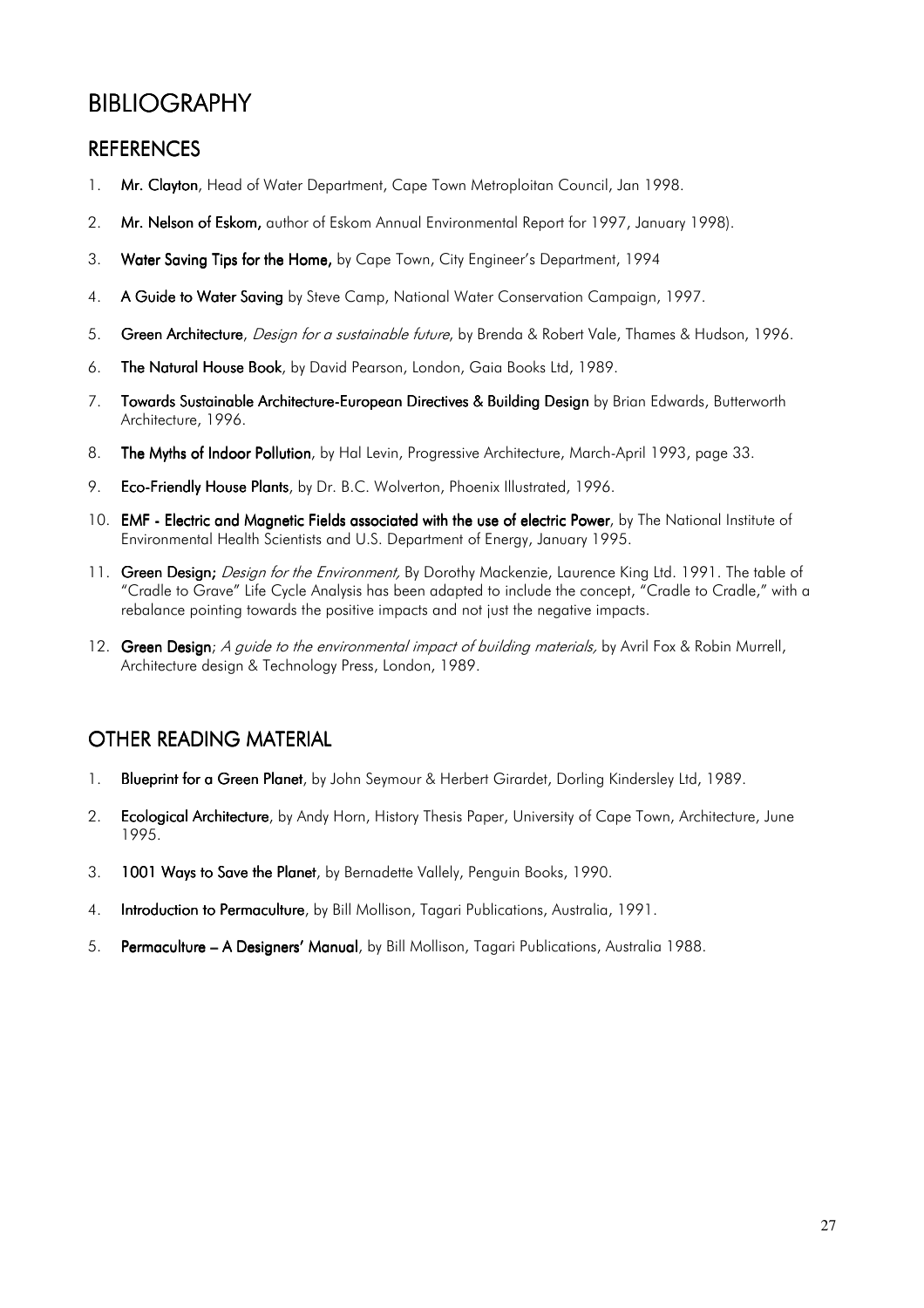# BIBLIOGRAPHY

## REFERENCES

1. **Mr. Clayton**, Head of Water Department, Cape Town Metroploitan Council, Jan 1998.
2. **Mr. Nelson of Eskom,** author of Eskom Annual Environmental Report for 1997, January 1998).
3. **Water Saving Tips for the Home,** by Cape Town, City Engineer's Department, 1994
4. **A Guide to Water Saving** by Steve Camp, National Water Conservation Campaign, 1997.
5. **Green Architecture**, *Design for a sustainable future*, by Brenda & Robert Vale, Thames & Hudson, 1996.
6. **The Natural House Book**, by David Pearson, London, Gaia Books Ltd, 1989.
7. **Towards Sustainable Architecture-European Directives & Building Design** by Brian Edwards, Butterworth Architecture, 1996.
8. **The Myths of Indoor Pollution**, by Hal Levin, Progressive Architecture, March-April 1993, page 33.
9. **Eco-Friendly House Plants**, by Dr. B.C. Wolverton, Phoenix Illustrated, 1996.
10. **EMF - Electric and Magnetic Fields associated with the use of electric Power**, by The National Institute of Environmental Health Scientists and U.S. Department of Energy, January 1995.
11. **Green Design;** *Design for the Environment,* By Dorothy Mackenzie, Laurence King Ltd. 1991. The table of "Cradle to Grave" Life Cycle Analysis has been adapted to include the concept, "Cradle to Cradle," with a rebalance pointing towards the positive impacts and not just the negative impacts.
12. **Green Design**; *A guide to the environmental impact of building materials,* by Avril Fox & Robin Murrell, Architecture design & Technology Press, London, 1989.

## OTHER READING MATERIAL

1. **Blueprint for a Green Planet**, by John Seymour & Herbert Girardet, Dorling Kindersley Ltd, 1989.
2. **Ecological Architecture**, by Andy Horn, History Thesis Paper, University of Cape Town, Architecture, June 1995.
3. **1001 Ways to Save the Planet**, by Bernadette Vallely, Penguin Books, 1990.
4. **Introduction to Permaculture**, by Bill Mollison, Tagari Publications, Australia, 1991.
5. **Permaculture – A Designers' Manual**, by Bill Mollison, Tagari Publications, Australia 1988.